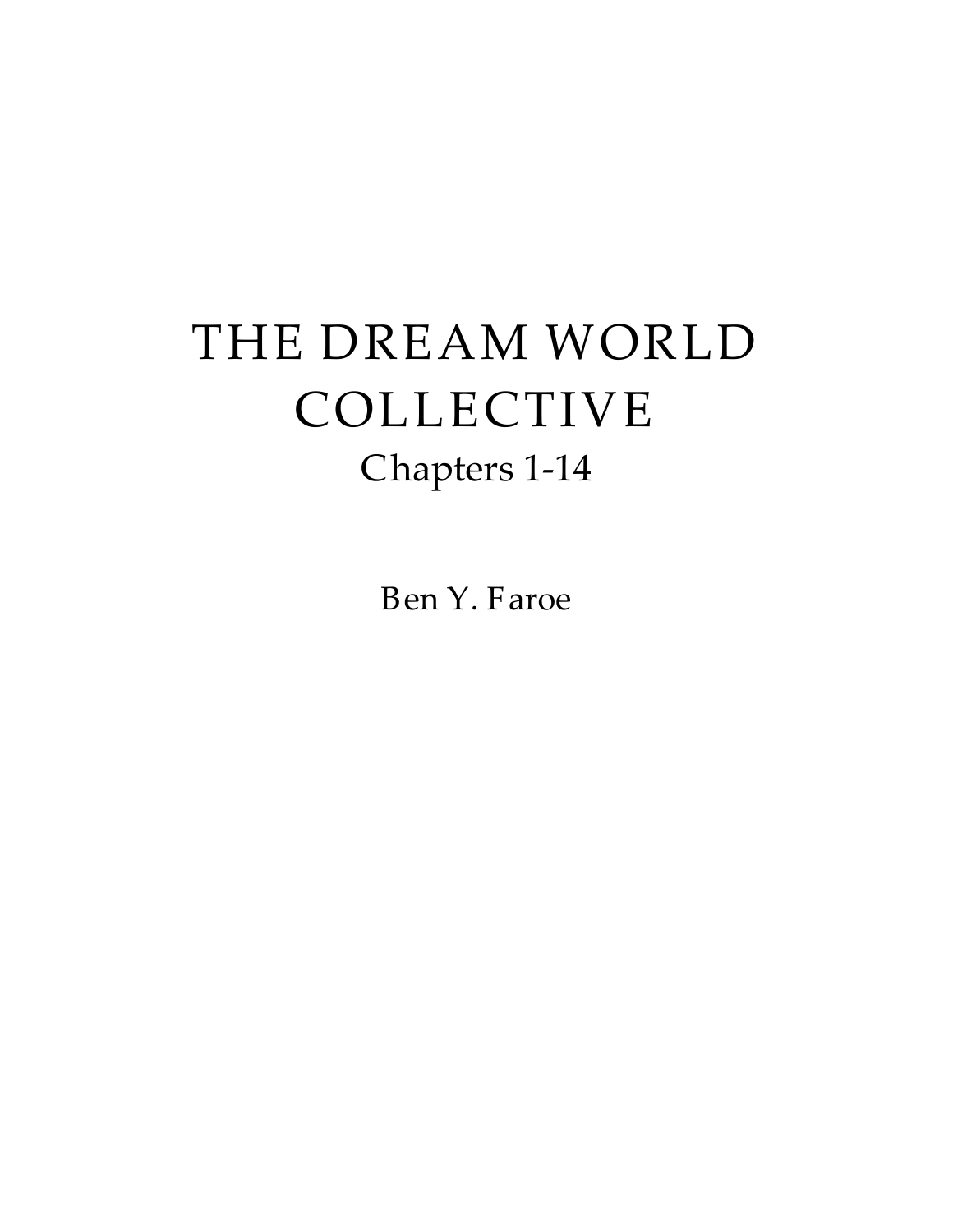# THE DREAM WORLD COLLECTIVE

## Chapters 1-14

Ben Y. Faroe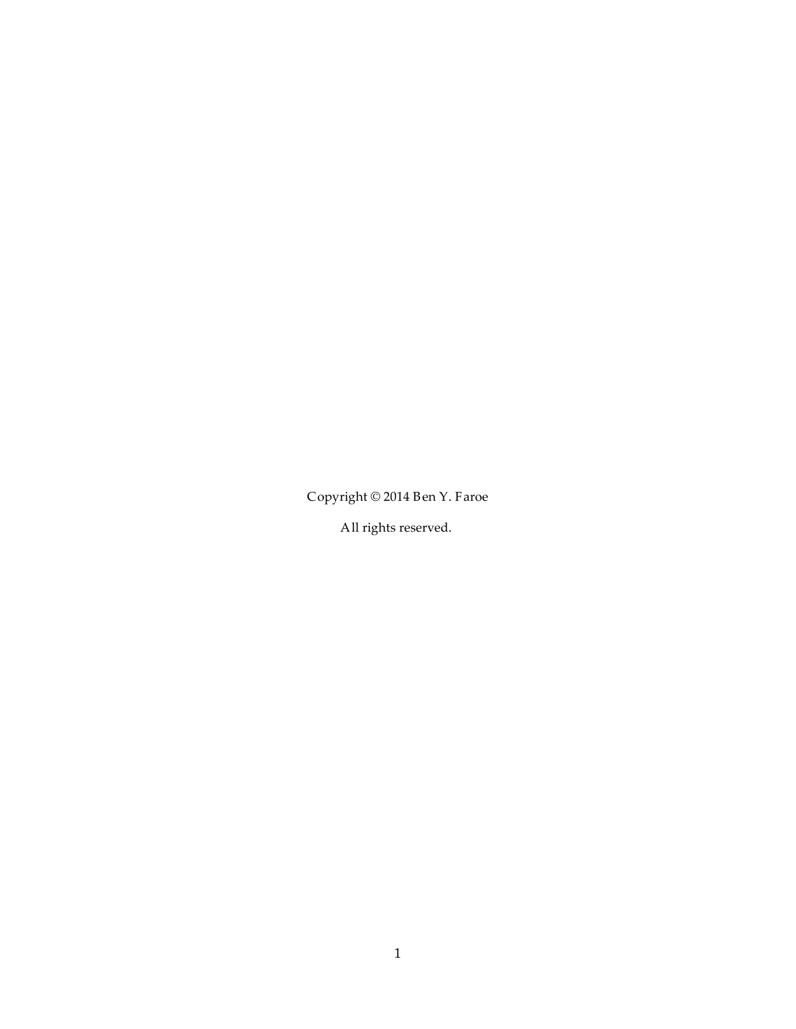Copyright © 2014 Ben Y. Faroe

All rights reserved.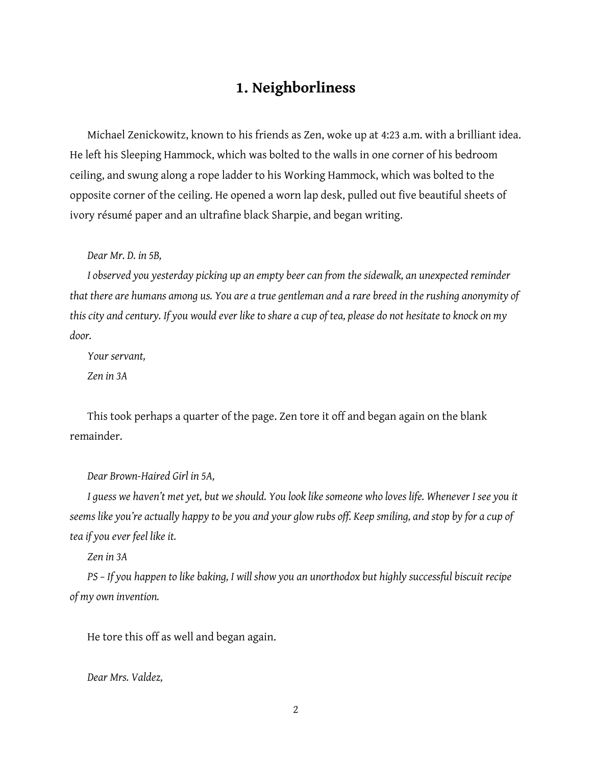## 1. Neighborliness

Michael Zenickowitz, known to his friends as Zen, woke up at 4:23 a.m. with a brilliant idea. He left his Sleeping Hammock, which was bolted to the walls in one corner of his bedroom ceiling, and swung along a rope ladder to his Working Hammock, which was bolted to the opposite corner of the ceiling. He opened a worn lap desk, pulled out five beautiful sheets of ivory résumé paper and an ultrafine black Sharpie, and began writing.

*Dear Mr. D. in 5B,*

*I observed you yesterday picking up an empty beer can from the sidewalk, an unexpected reminder that there are humans among us. You are a true gentleman and a rare breed in the rushing anonymity of this city and century. If you would ever like to share a cup of tea, please do not hesitate to knock on my door.*

*Your servant,*

*Zen in 3A*

This took perhaps a quarter of the page. Zen tore it off and began again on the blank remainder.

*Dear Brown-Haired Girl in 5A,*

*I guess we haven't met yet, but we should. You look like someone who loves life. Whenever I see you it seems like you're actually happy to be you and your glow rubs off. Keep smiling, and stop by for a cup of tea if you ever feel like it.*

*Zen in 3A*

*PS – If you happen to like baking, I will show you an unorthodox but highly successful biscuit recipe of my own invention.*

He tore this off as well and began again.

*Dear Mrs. Valdez,*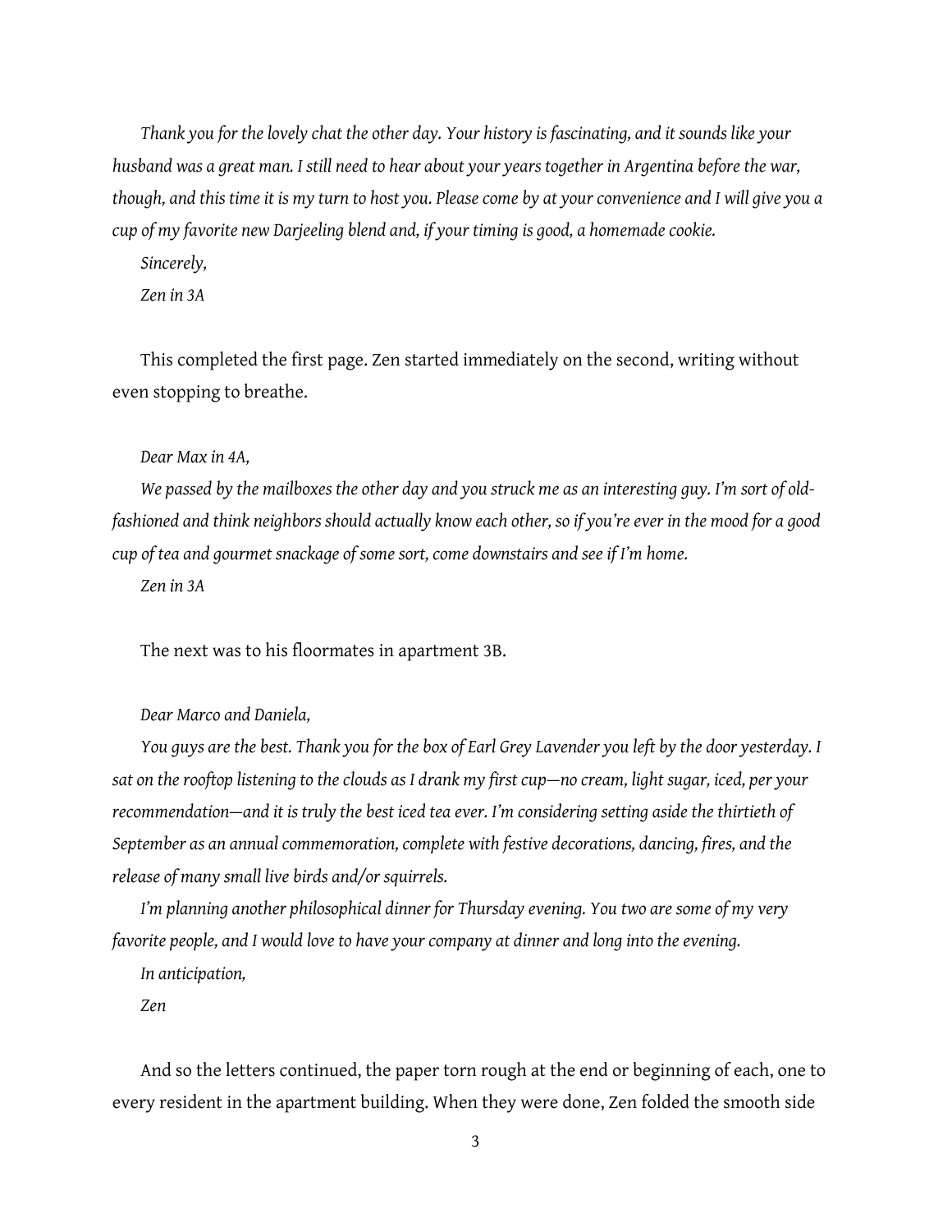*Thank you for the lovely chat the other day. Your history is fascinating, and it sounds like your husband was a great man. I still need to hear about your years together in Argentina before the war, though, and this time it is my turn to host you. Please come by at your convenience and I will give you a cup of my favorite new Darjeeling blend and, if your timing is good, a homemade cookie.*

*Sincerely,*

*Zen in 3A*

This completed the first page. Zen started immediately on the second, writing without even stopping to breathe.

*Dear Max in 4A,*

*We passed by the mailboxes the other day and you struck me as an interesting guy. I'm sort of old-fashioned and think neighbors should actually know each other, so if you're ever in the mood for a good cup of tea and gourmet snackage of some sort, come downstairs and see if I'm home.*

*Zen in 3A*

The next was to his floormates in apartment 3B.

*Dear Marco and Daniela,*

*You guys are the best. Thank you for the box of Earl Grey Lavender you left by the door yesterday. I sat on the rooftop listening to the clouds as I drank my first cup—no cream, light sugar, iced, per your recommendation—and it is truly the best iced tea ever. I'm considering setting aside the thirtieth of September as an annual commemoration, complete with festive decorations, dancing, fires, and the release of many small live birds and/or squirrels.*

*I'm planning another philosophical dinner for Thursday evening. You two are some of my very favorite people, and I would love to have your company at dinner and long into the evening.*

*In anticipation,*

*Zen*

And so the letters continued, the paper torn rough at the end or beginning of each, one to every resident in the apartment building. When they were done, Zen folded the smooth side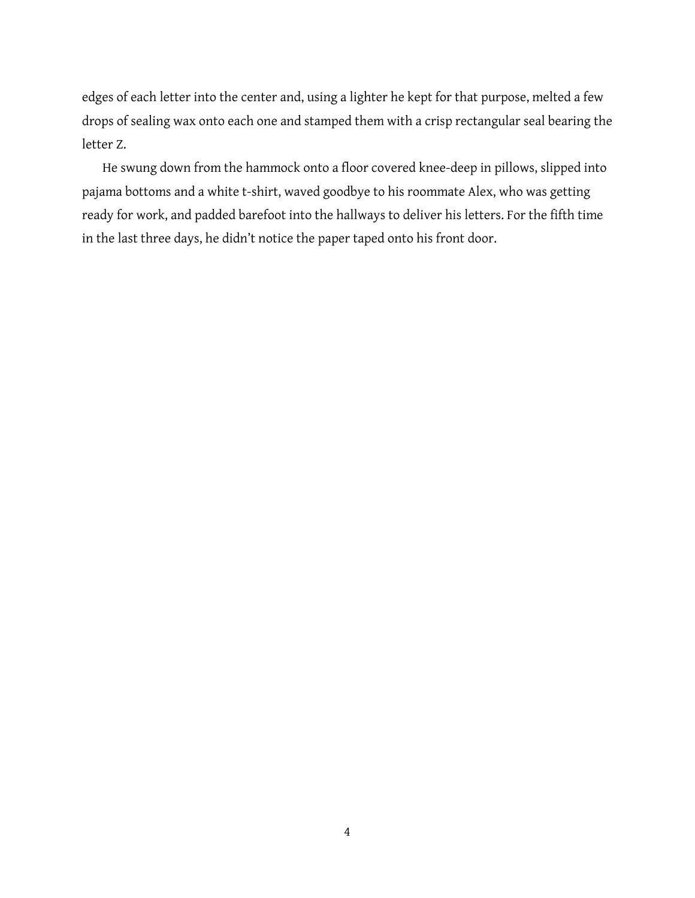edges of each letter into the center and, using a lighter he kept for that purpose, melted a few drops of sealing wax onto each one and stamped them with a crisp rectangular seal bearing the letter Z.

He swung down from the hammock onto a floor covered knee-deep in pillows, slipped into pajama bottoms and a white t-shirt, waved goodbye to his roommate Alex, who was getting ready for work, and padded barefoot into the hallways to deliver his letters. For the fifth time in the last three days, he didn't notice the paper taped onto his front door.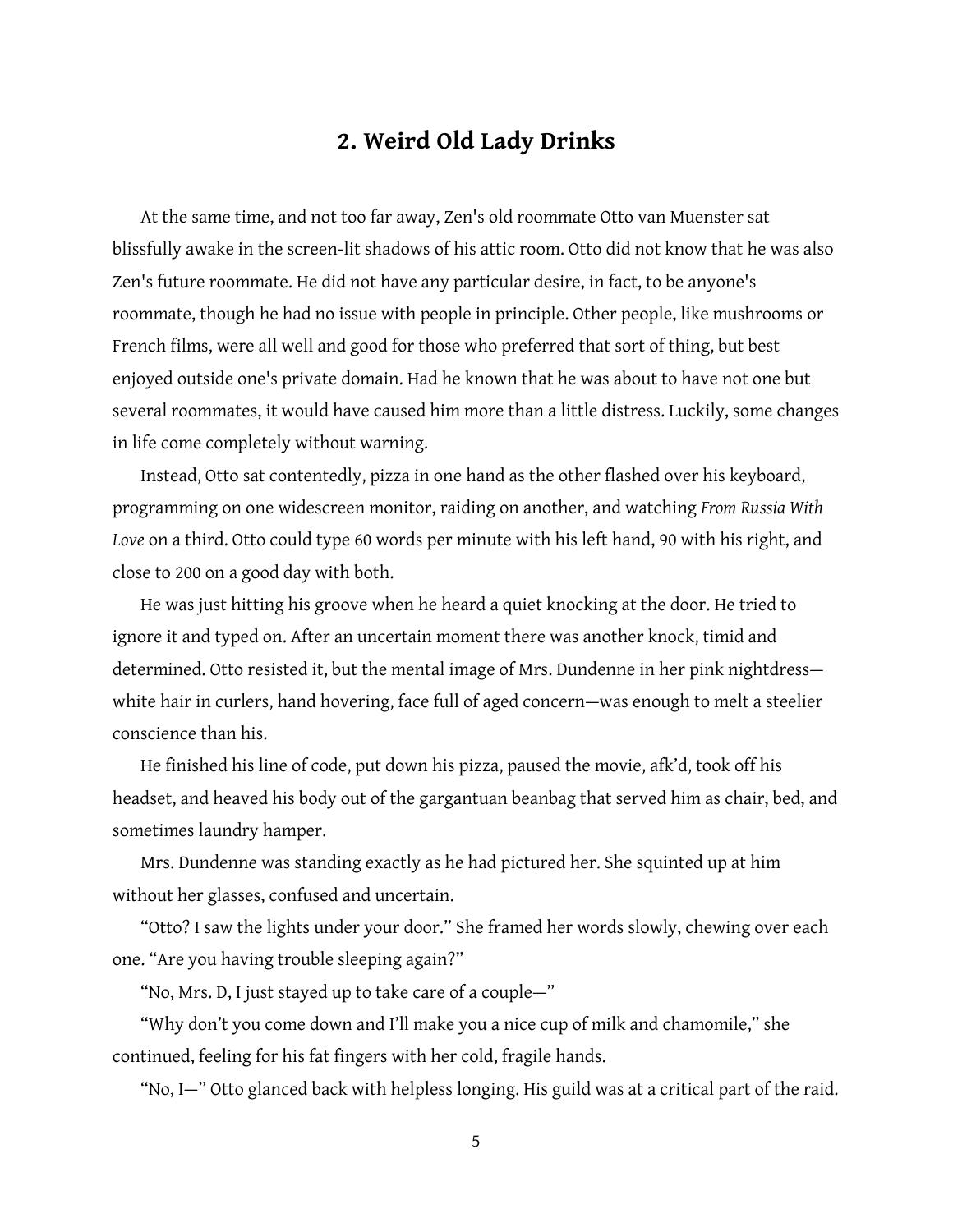## 2. Weird Old Lady Drinks

At the same time, and not too far away, Zen's old roommate Otto van Muenster sat blissfully awake in the screen-lit shadows of his attic room. Otto did not know that he was also Zen's future roommate. He did not have any particular desire, in fact, to be anyone's roommate, though he had no issue with people in principle. Other people, like mushrooms or French films, were all well and good for those who preferred that sort of thing, but best enjoyed outside one's private domain. Had he known that he was about to have not one but several roommates, it would have caused him more than a little distress. Luckily, some changes in life come completely without warning.

Instead, Otto sat contentedly, pizza in one hand as the other flashed over his keyboard, programming on one widescreen monitor, raiding on another, and watching *From Russia With Love* on a third. Otto could type 60 words per minute with his left hand, 90 with his right, and close to 200 on a good day with both.

He was just hitting his groove when he heard a quiet knocking at the door. He tried to ignore it and typed on. After an uncertain moment there was another knock, timid and determined. Otto resisted it, but the mental image of Mrs. Dundenne in her pink nightdress—white hair in curlers, hand hovering, face full of aged concern—was enough to melt a steelier conscience than his.

He finished his line of code, put down his pizza, paused the movie, afk'd, took off his headset, and heaved his body out of the gargantuan beanbag that served him as chair, bed, and sometimes laundry hamper.

Mrs. Dundenne was standing exactly as he had pictured her. She squinted up at him without her glasses, confused and uncertain.

"Otto? I saw the lights under your door." She framed her words slowly, chewing over each one. "Are you having trouble sleeping again?"

"No, Mrs. D, I just stayed up to take care of a couple—"

"Why don't you come down and I'll make you a nice cup of milk and chamomile," she continued, feeling for his fat fingers with her cold, fragile hands.

"No, I—" Otto glanced back with helpless longing. His guild was at a critical part of the raid.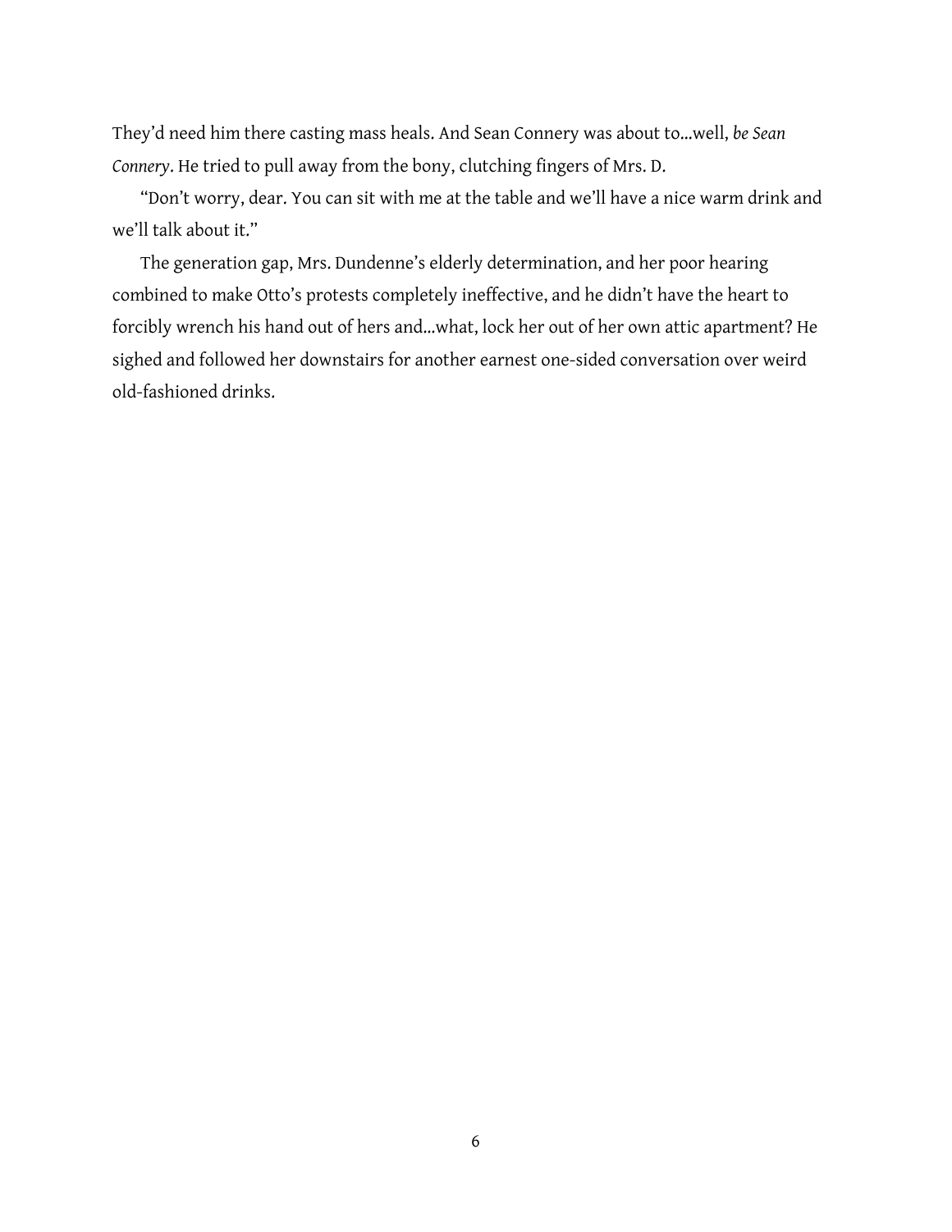They'd need him there casting mass heals. And Sean Connery was about to...well, *be Sean Connery*. He tried to pull away from the bony, clutching fingers of Mrs. D.

"Don't worry, dear. You can sit with me at the table and we'll have a nice warm drink and we'll talk about it."

The generation gap, Mrs. Dundenne's elderly determination, and her poor hearing combined to make Otto's protests completely ineffective, and he didn't have the heart to forcibly wrench his hand out of hers and...what, lock her out of her own attic apartment? He sighed and followed her downstairs for another earnest one-sided conversation over weird old-fashioned drinks.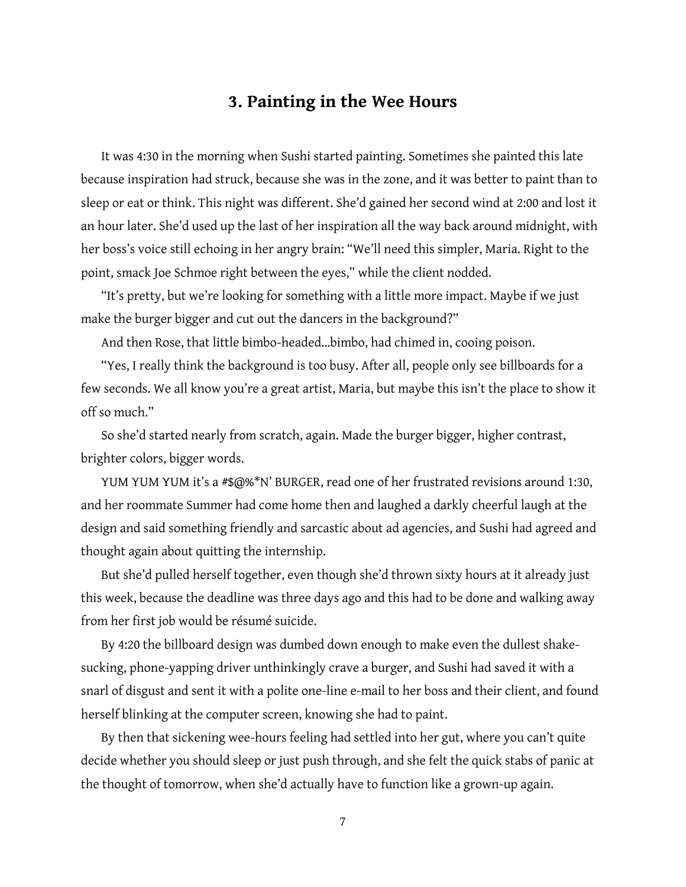## 3. Painting in the Wee Hours

It was 4:30 in the morning when Sushi started painting. Sometimes she painted this late because inspiration had struck, because she was in the zone, and it was better to paint than to sleep or eat or think. This night was different. She'd gained her second wind at 2:00 and lost it an hour later. She'd used up the last of her inspiration all the way back around midnight, with her boss's voice still echoing in her angry brain: "We'll need this simpler, Maria. Right to the point, smack Joe Schmoe right between the eyes," while the client nodded.

"It's pretty, but we're looking for something with a little more impact. Maybe if we just make the burger bigger and cut out the dancers in the background?"

And then Rose, that little bimbo-headed...bimbo, had chimed in, cooing poison.

"Yes, I really think the background is too busy. After all, people only see billboards for a few seconds. We all know you're a great artist, Maria, but maybe this isn't the place to show it off so much."

So she'd started nearly from scratch, again. Made the burger bigger, higher contrast, brighter colors, bigger words.

YUM YUM YUM it's a #$@%*N' BURGER, read one of her frustrated revisions around 1:30, and her roommate Summer had come home then and laughed a darkly cheerful laugh at the design and said something friendly and sarcastic about ad agencies, and Sushi had agreed and thought again about quitting the internship.

But she'd pulled herself together, even though she'd thrown sixty hours at it already just this week, because the deadline was three days ago and this had to be done and walking away from her first job would be résumé suicide.

By 4:20 the billboard design was dumbed down enough to make even the dullest shake-sucking, phone-yapping driver unthinkingly crave a burger, and Sushi had saved it with a snarl of disgust and sent it with a polite one-line e-mail to her boss and their client, and found herself blinking at the computer screen, knowing she had to paint.

By then that sickening wee-hours feeling had settled into her gut, where you can't quite decide whether you should sleep or just push through, and she felt the quick stabs of panic at the thought of tomorrow, when she'd actually have to function like a grown-up again.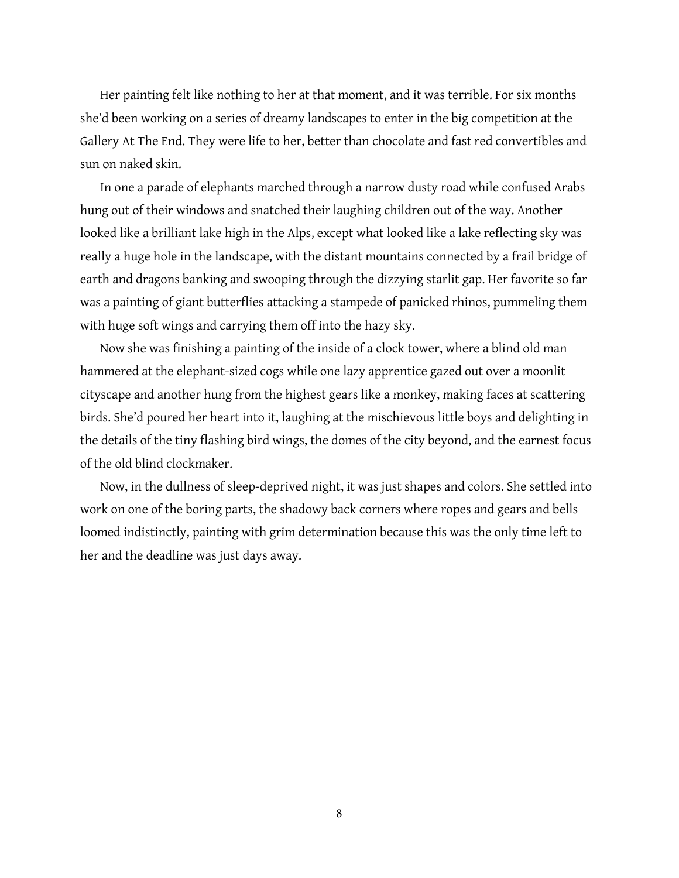Her painting felt like nothing to her at that moment, and it was terrible. For six months she'd been working on a series of dreamy landscapes to enter in the big competition at the Gallery At The End. They were life to her, better than chocolate and fast red convertibles and sun on naked skin.

In one a parade of elephants marched through a narrow dusty road while confused Arabs hung out of their windows and snatched their laughing children out of the way. Another looked like a brilliant lake high in the Alps, except what looked like a lake reflecting sky was really a huge hole in the landscape, with the distant mountains connected by a frail bridge of earth and dragons banking and swooping through the dizzying starlit gap. Her favorite so far was a painting of giant butterflies attacking a stampede of panicked rhinos, pummeling them with huge soft wings and carrying them off into the hazy sky.

Now she was finishing a painting of the inside of a clock tower, where a blind old man hammered at the elephant-sized cogs while one lazy apprentice gazed out over a moonlit cityscape and another hung from the highest gears like a monkey, making faces at scattering birds. She'd poured her heart into it, laughing at the mischievous little boys and delighting in the details of the tiny flashing bird wings, the domes of the city beyond, and the earnest focus of the old blind clockmaker.

Now, in the dullness of sleep-deprived night, it was just shapes and colors. She settled into work on one of the boring parts, the shadowy back corners where ropes and gears and bells loomed indistinctly, painting with grim determination because this was the only time left to her and the deadline was just days away.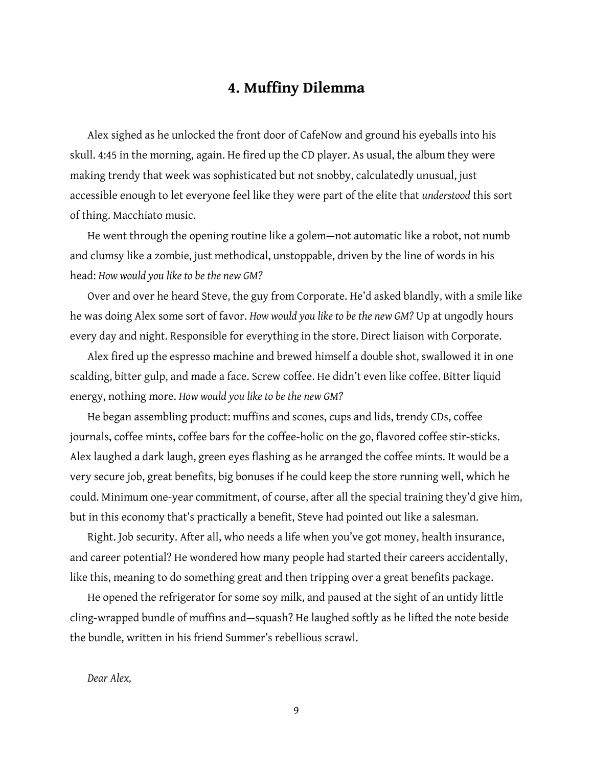## 4. Muffiny Dilemma

Alex sighed as he unlocked the front door of CafeNow and ground his eyeballs into his skull. 4:45 in the morning, again. He fired up the CD player. As usual, the album they were making trendy that week was sophisticated but not snobby, calculatedly unusual, just accessible enough to let everyone feel like they were part of the elite that *understood* this sort of thing. Macchiato music.

He went through the opening routine like a golem—not automatic like a robot, not numb and clumsy like a zombie, just methodical, unstoppable, driven by the line of words in his head: *How would you like to be the new GM?*

Over and over he heard Steve, the guy from Corporate. He'd asked blandly, with a smile like he was doing Alex some sort of favor. *How would you like to be the new GM?* Up at ungodly hours every day and night. Responsible for everything in the store. Direct liaison with Corporate.

Alex fired up the espresso machine and brewed himself a double shot, swallowed it in one scalding, bitter gulp, and made a face. Screw coffee. He didn't even like coffee. Bitter liquid energy, nothing more. *How would you like to be the new GM?*

He began assembling product: muffins and scones, cups and lids, trendy CDs, coffee journals, coffee mints, coffee bars for the coffee-holic on the go, flavored coffee stir-sticks. Alex laughed a dark laugh, green eyes flashing as he arranged the coffee mints. It would be a very secure job, great benefits, big bonuses if he could keep the store running well, which he could. Minimum one-year commitment, of course, after all the special training they'd give him, but in this economy that's practically a benefit, Steve had pointed out like a salesman.

Right. Job security. After all, who needs a life when you've got money, health insurance, and career potential? He wondered how many people had started their careers accidentally, like this, meaning to do something great and then tripping over a great benefits package.

He opened the refrigerator for some soy milk, and paused at the sight of an untidy little cling-wrapped bundle of muffins and—squash? He laughed softly as he lifted the note beside the bundle, written in his friend Summer's rebellious scrawl.

*Dear Alex,*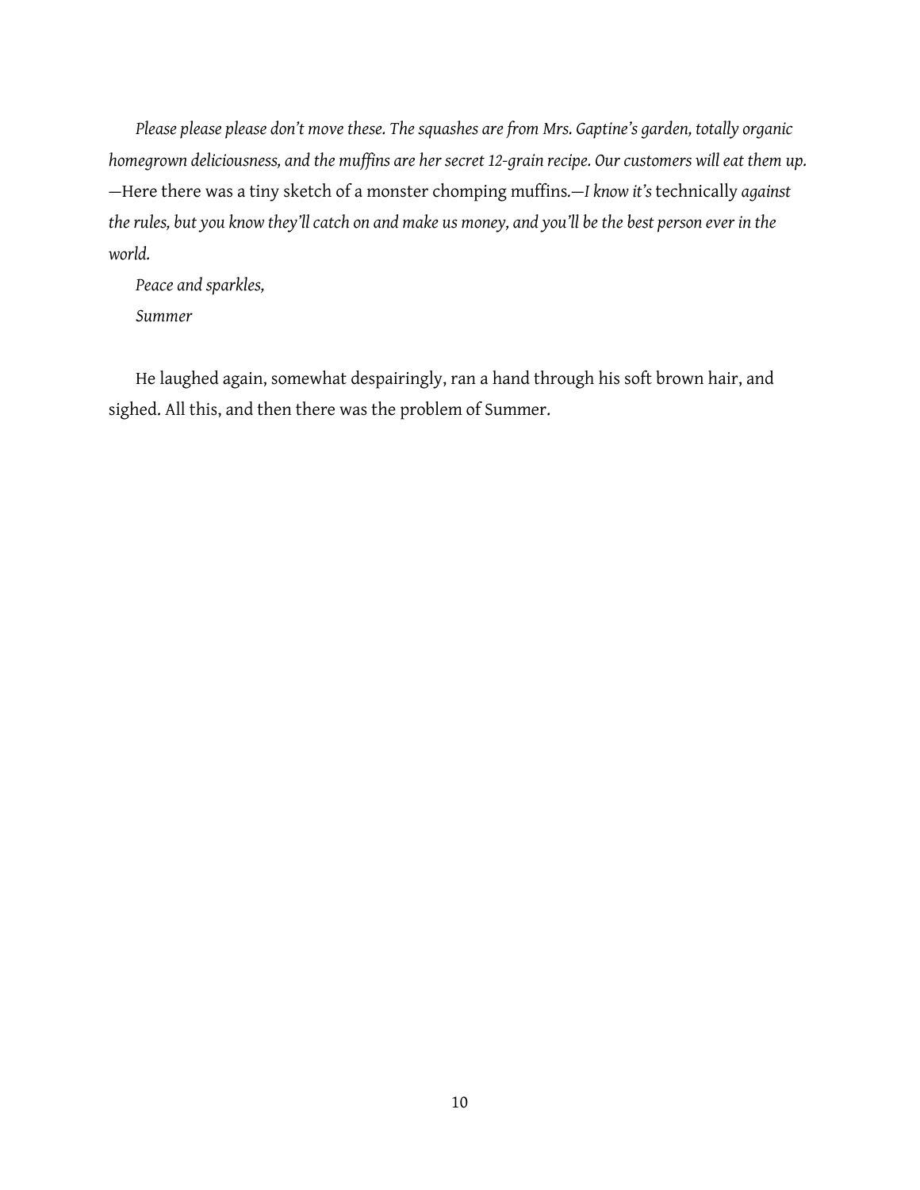*Please please please don't move these. The squashes are from Mrs. Gaptine's garden, totally organic homegrown deliciousness, and the muffins are her secret 12-grain recipe. Our customers will eat them up.* —Here there was a tiny sketch of a monster chomping muffins.*—I know it's* technically *against the rules, but you know they'll catch on and make us money, and you'll be the best person ever in the world.*

*Peace and sparkles,*

*Summer*

He laughed again, somewhat despairingly, ran a hand through his soft brown hair, and sighed. All this, and then there was the problem of Summer.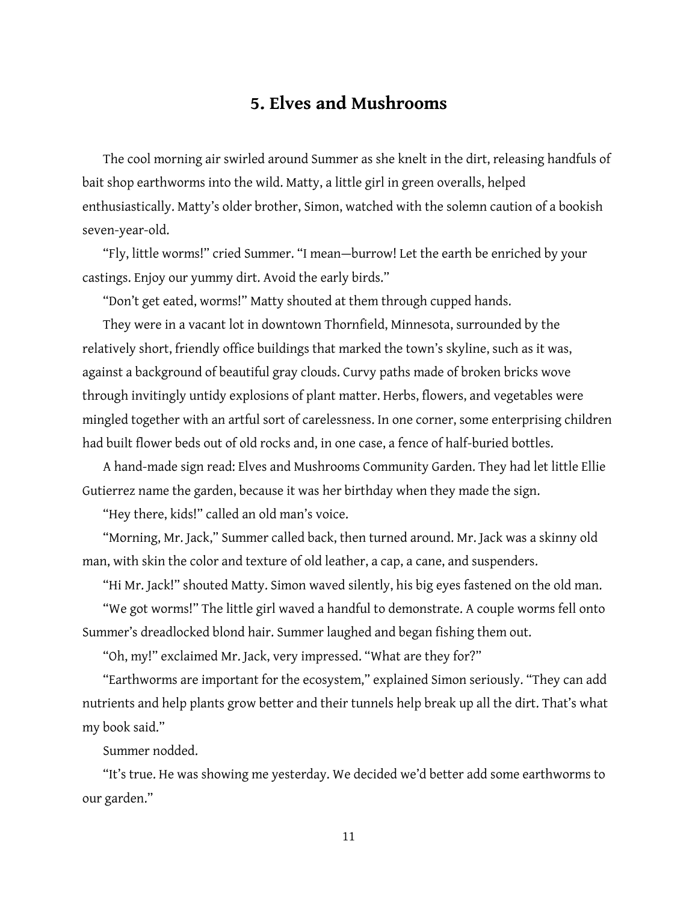## 5. Elves and Mushrooms

The cool morning air swirled around Summer as she knelt in the dirt, releasing handfuls of bait shop earthworms into the wild. Matty, a little girl in green overalls, helped enthusiastically. Matty's older brother, Simon, watched with the solemn caution of a bookish seven-year-old.

"Fly, little worms!" cried Summer. "I mean—burrow! Let the earth be enriched by your castings. Enjoy our yummy dirt. Avoid the early birds."

"Don't get eated, worms!" Matty shouted at them through cupped hands.

They were in a vacant lot in downtown Thornfield, Minnesota, surrounded by the relatively short, friendly office buildings that marked the town's skyline, such as it was, against a background of beautiful gray clouds. Curvy paths made of broken bricks wove through invitingly untidy explosions of plant matter. Herbs, flowers, and vegetables were mingled together with an artful sort of carelessness. In one corner, some enterprising children had built flower beds out of old rocks and, in one case, a fence of half-buried bottles.

A hand-made sign read: Elves and Mushrooms Community Garden. They had let little Ellie Gutierrez name the garden, because it was her birthday when they made the sign.

"Hey there, kids!" called an old man's voice.

"Morning, Mr. Jack," Summer called back, then turned around. Mr. Jack was a skinny old man, with skin the color and texture of old leather, a cap, a cane, and suspenders.

"Hi Mr. Jack!" shouted Matty. Simon waved silently, his big eyes fastened on the old man.

"We got worms!" The little girl waved a handful to demonstrate. A couple worms fell onto Summer's dreadlocked blond hair. Summer laughed and began fishing them out.

"Oh, my!" exclaimed Mr. Jack, very impressed. "What are they for?"

"Earthworms are important for the ecosystem," explained Simon seriously. "They can add nutrients and help plants grow better and their tunnels help break up all the dirt. That's what my book said."

Summer nodded.

"It's true. He was showing me yesterday. We decided we'd better add some earthworms to our garden."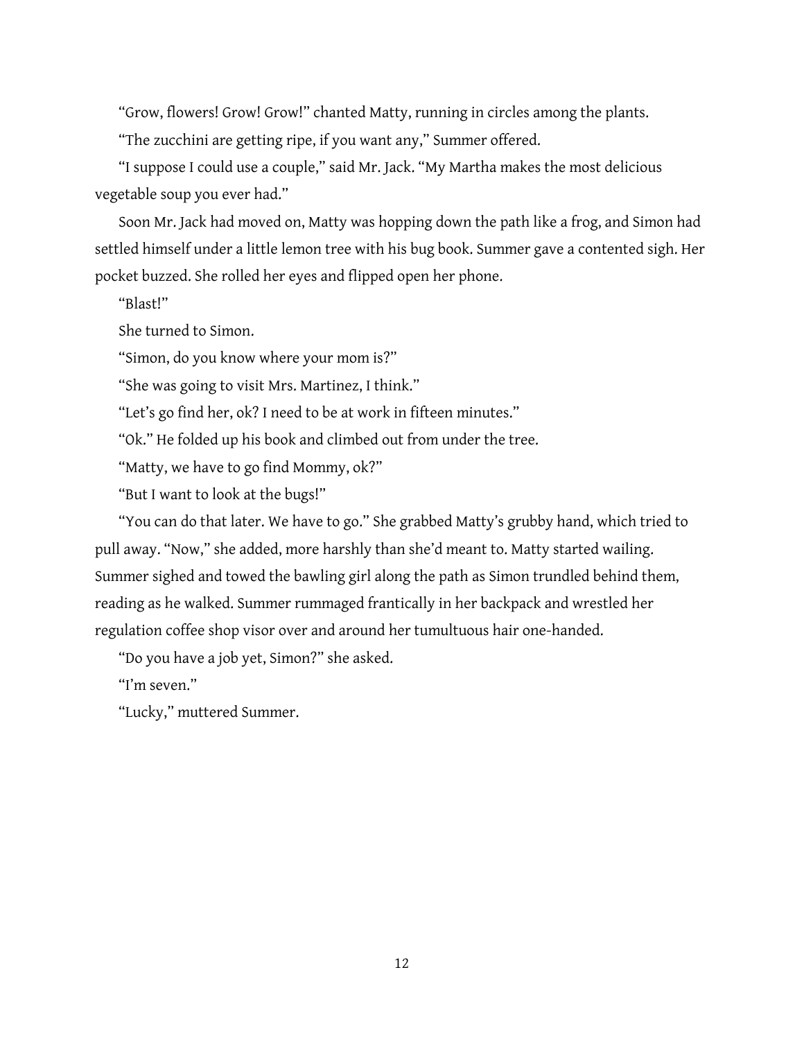"Grow, flowers! Grow! Grow!" chanted Matty, running in circles among the plants.

"The zucchini are getting ripe, if you want any," Summer offered.

"I suppose I could use a couple," said Mr. Jack. "My Martha makes the most delicious vegetable soup you ever had."

Soon Mr. Jack had moved on, Matty was hopping down the path like a frog, and Simon had settled himself under a little lemon tree with his bug book. Summer gave a contented sigh. Her pocket buzzed. She rolled her eyes and flipped open her phone.

"Blast!"

She turned to Simon.

"Simon, do you know where your mom is?"

"She was going to visit Mrs. Martinez, I think."

"Let's go find her, ok? I need to be at work in fifteen minutes."

"Ok." He folded up his book and climbed out from under the tree.

"Matty, we have to go find Mommy, ok?"

"But I want to look at the bugs!"

"You can do that later. We have to go." She grabbed Matty's grubby hand, which tried to pull away. "Now," she added, more harshly than she'd meant to. Matty started wailing. Summer sighed and towed the bawling girl along the path as Simon trundled behind them, reading as he walked. Summer rummaged frantically in her backpack and wrestled her regulation coffee shop visor over and around her tumultuous hair one-handed.

"Do you have a job yet, Simon?" she asked.

"I'm seven."

"Lucky," muttered Summer.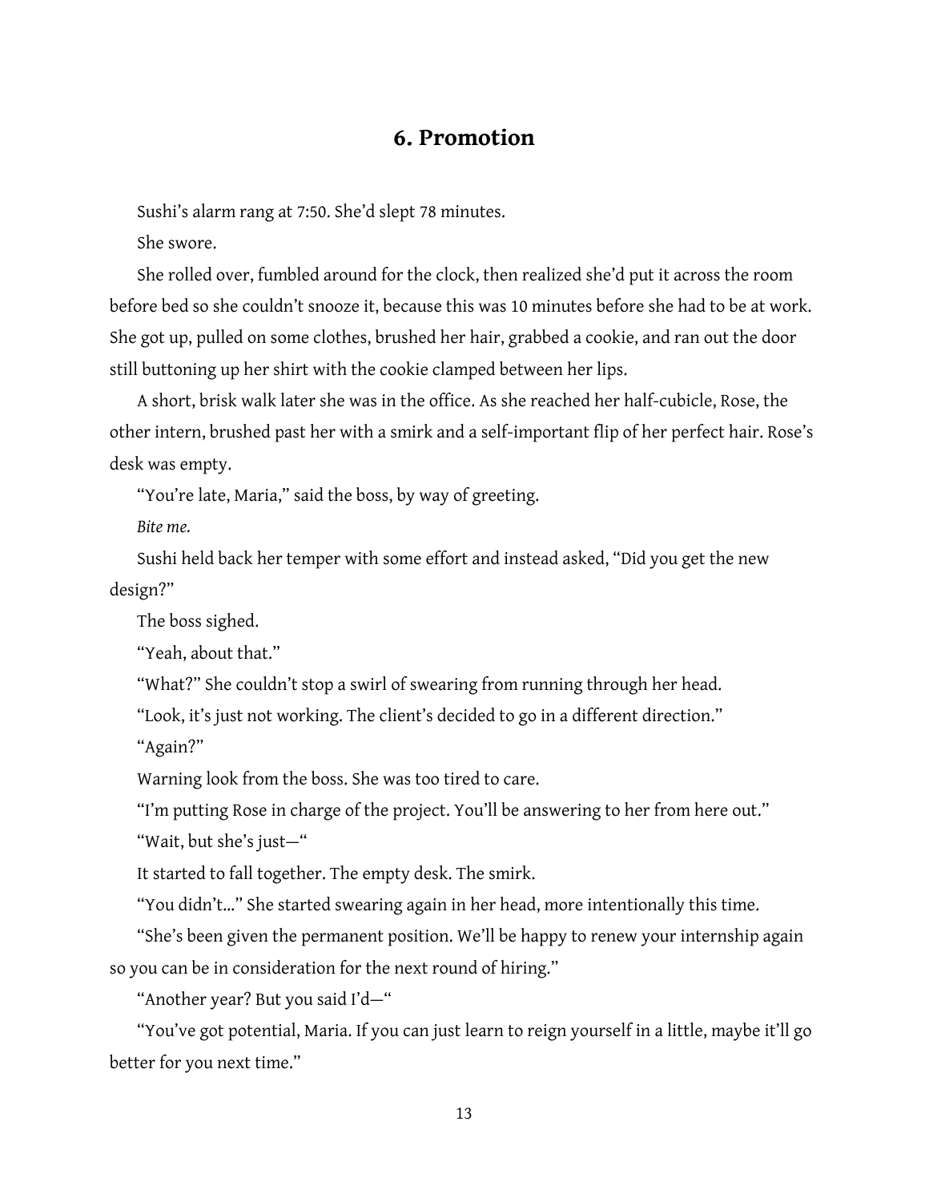## 6. Promotion

Sushi's alarm rang at 7:50. She'd slept 78 minutes.

She swore.

She rolled over, fumbled around for the clock, then realized she'd put it across the room before bed so she couldn't snooze it, because this was 10 minutes before she had to be at work. She got up, pulled on some clothes, brushed her hair, grabbed a cookie, and ran out the door still buttoning up her shirt with the cookie clamped between her lips.

A short, brisk walk later she was in the office. As she reached her half-cubicle, Rose, the other intern, brushed past her with a smirk and a self-important flip of her perfect hair. Rose's desk was empty.

"You're late, Maria," said the boss, by way of greeting.

*Bite me.*

Sushi held back her temper with some effort and instead asked, "Did you get the new design?"

The boss sighed.

"Yeah, about that."

"What?" She couldn't stop a swirl of swearing from running through her head.

"Look, it's just not working. The client's decided to go in a different direction."

"Again?"

Warning look from the boss. She was too tired to care.

"I'm putting Rose in charge of the project. You'll be answering to her from here out."

"Wait, but she's just—"

It started to fall together. The empty desk. The smirk.

"You didn't..." She started swearing again in her head, more intentionally this time.

"She's been given the permanent position. We'll be happy to renew your internship again so you can be in consideration for the next round of hiring."

"Another year? But you said I'd—"

"You've got potential, Maria. If you can just learn to reign yourself in a little, maybe it'll go better for you next time."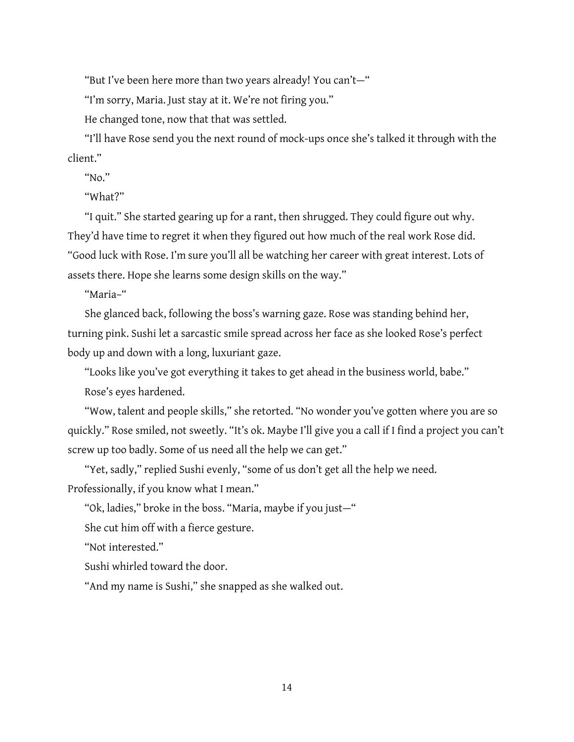"But I've been here more than two years already! You can't—"

"I'm sorry, Maria. Just stay at it. We're not firing you."

He changed tone, now that that was settled.

"I'll have Rose send you the next round of mock-ups once she's talked it through with the client."

"No."

"What?"

"I quit." She started gearing up for a rant, then shrugged. They could figure out why. They'd have time to regret it when they figured out how much of the real work Rose did. "Good luck with Rose. I'm sure you'll all be watching her career with great interest. Lots of assets there. Hope she learns some design skills on the way."

"Maria–"

She glanced back, following the boss's warning gaze. Rose was standing behind her, turning pink. Sushi let a sarcastic smile spread across her face as she looked Rose's perfect body up and down with a long, luxuriant gaze.

"Looks like you've got everything it takes to get ahead in the business world, babe."

Rose's eyes hardened.

"Wow, talent and people skills," she retorted. "No wonder you've gotten where you are so quickly." Rose smiled, not sweetly. "It's ok. Maybe I'll give you a call if I find a project you can't screw up too badly. Some of us need all the help we can get."

"Yet, sadly," replied Sushi evenly, "some of us don't get all the help we need. Professionally, if you know what I mean."

"Ok, ladies," broke in the boss. "Maria, maybe if you just—"

She cut him off with a fierce gesture.

"Not interested."

Sushi whirled toward the door.

"And my name is Sushi," she snapped as she walked out.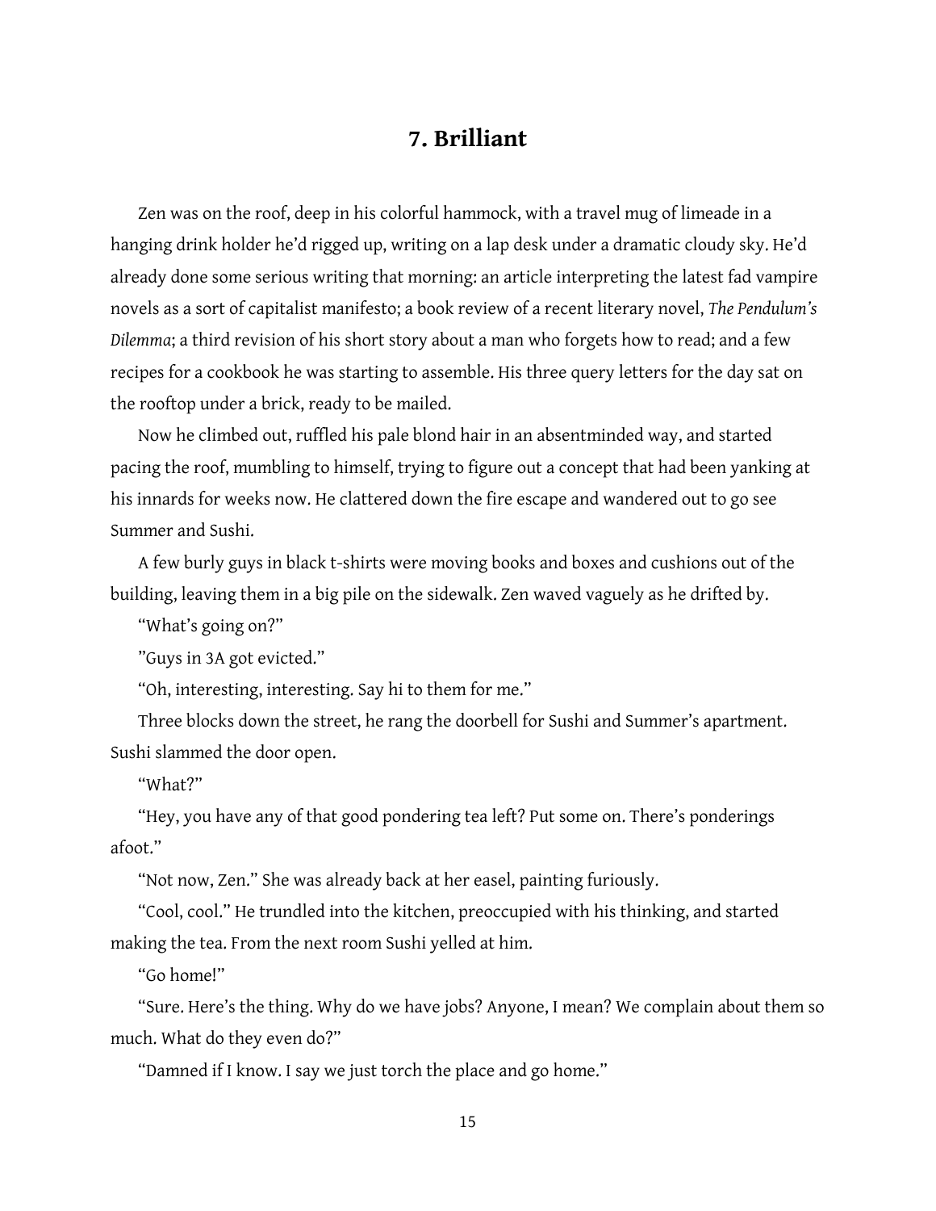# 7. Brilliant

Zen was on the roof, deep in his colorful hammock, with a travel mug of limeade in a hanging drink holder he'd rigged up, writing on a lap desk under a dramatic cloudy sky. He'd already done some serious writing that morning: an article interpreting the latest fad vampire novels as a sort of capitalist manifesto; a book review of a recent literary novel, *The Pendulum's Dilemma*; a third revision of his short story about a man who forgets how to read; and a few recipes for a cookbook he was starting to assemble. His three query letters for the day sat on the rooftop under a brick, ready to be mailed.

Now he climbed out, ruffled his pale blond hair in an absentminded way, and started pacing the roof, mumbling to himself, trying to figure out a concept that had been yanking at his innards for weeks now. He clattered down the fire escape and wandered out to go see Summer and Sushi.

A few burly guys in black t-shirts were moving books and boxes and cushions out of the building, leaving them in a big pile on the sidewalk. Zen waved vaguely as he drifted by.

"What's going on?"

"Guys in 3A got evicted."

"Oh, interesting, interesting. Say hi to them for me."

Three blocks down the street, he rang the doorbell for Sushi and Summer's apartment. Sushi slammed the door open.

"What?"

"Hey, you have any of that good pondering tea left? Put some on. There's ponderings afoot."

"Not now, Zen." She was already back at her easel, painting furiously.

"Cool, cool." He trundled into the kitchen, preoccupied with his thinking, and started making the tea. From the next room Sushi yelled at him.

"Go home!"

"Sure. Here's the thing. Why do we have jobs? Anyone, I mean? We complain about them so much. What do they even do?"

"Damned if I know. I say we just torch the place and go home."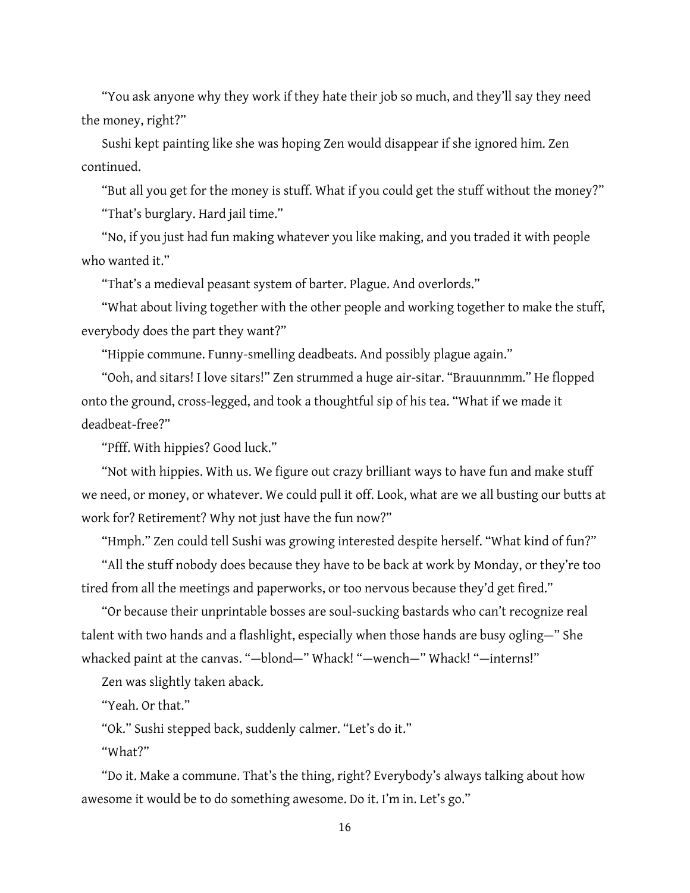"You ask anyone why they work if they hate their job so much, and they'll say they need the money, right?"

Sushi kept painting like she was hoping Zen would disappear if she ignored him. Zen continued.

"But all you get for the money is stuff. What if you could get the stuff without the money?"

"That's burglary. Hard jail time."

"No, if you just had fun making whatever you like making, and you traded it with people who wanted it."

"That's a medieval peasant system of barter. Plague. And overlords."

"What about living together with the other people and working together to make the stuff, everybody does the part they want?"

"Hippie commune. Funny-smelling deadbeats. And possibly plague again."

"Ooh, and sitars! I love sitars!" Zen strummed a huge air-sitar. "Brauunnmm." He flopped onto the ground, cross-legged, and took a thoughtful sip of his tea. "What if we made it deadbeat-free?"

"Pfff. With hippies? Good luck."

"Not with hippies. With us. We figure out crazy brilliant ways to have fun and make stuff we need, or money, or whatever. We could pull it off. Look, what are we all busting our butts at work for? Retirement? Why not just have the fun now?"

"Hmph." Zen could tell Sushi was growing interested despite herself. "What kind of fun?"

"All the stuff nobody does because they have to be back at work by Monday, or they're too tired from all the meetings and paperworks, or too nervous because they'd get fired."

"Or because their unprintable bosses are soul-sucking bastards who can't recognize real talent with two hands and a flashlight, especially when those hands are busy ogling—" She whacked paint at the canvas. "—blond—" Whack! "—wench—" Whack! "—interns!"

Zen was slightly taken aback.

"Yeah. Or that."

"Ok." Sushi stepped back, suddenly calmer. "Let's do it."

"What?"

"Do it. Make a commune. That's the thing, right? Everybody's always talking about how awesome it would be to do something awesome. Do it. I'm in. Let's go."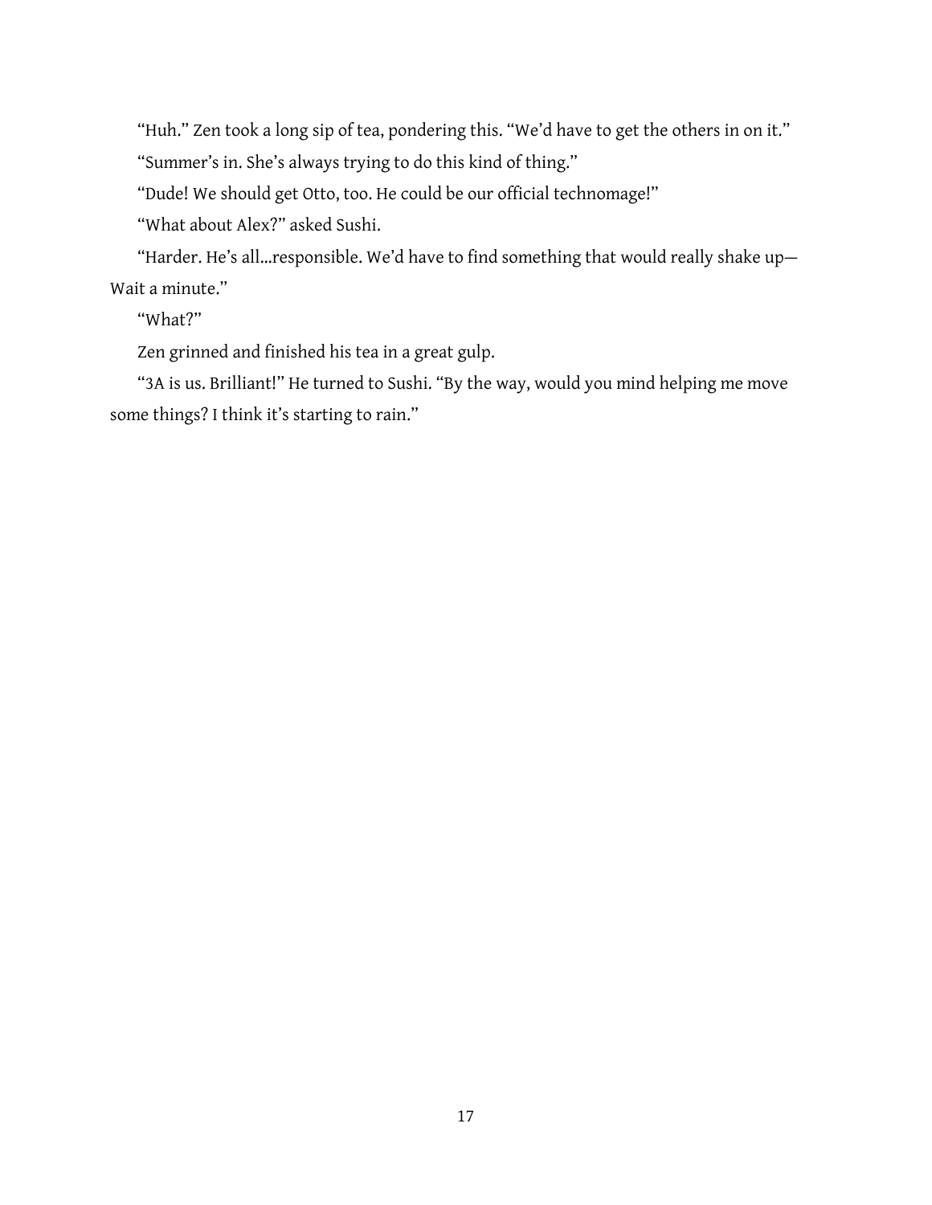"Huh." Zen took a long sip of tea, pondering this. "We'd have to get the others in on it."

"Summer's in. She's always trying to do this kind of thing."

"Dude! We should get Otto, too. He could be our official technomage!"

"What about Alex?" asked Sushi.

"Harder. He's all...responsible. We'd have to find something that would really shake up—Wait a minute."

"What?"

Zen grinned and finished his tea in a great gulp.

"3A is us. Brilliant!" He turned to Sushi. "By the way, would you mind helping me move some things? I think it's starting to rain."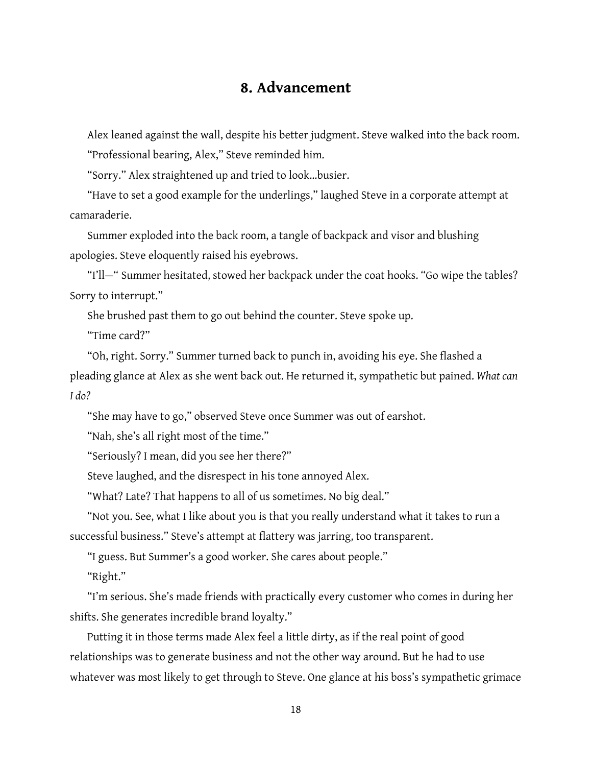## 8. Advancement

Alex leaned against the wall, despite his better judgment. Steve walked into the back room.

"Professional bearing, Alex," Steve reminded him.

"Sorry." Alex straightened up and tried to look...busier.

"Have to set a good example for the underlings," laughed Steve in a corporate attempt at camaraderie.

Summer exploded into the back room, a tangle of backpack and visor and blushing apologies. Steve eloquently raised his eyebrows.

"I'll—" Summer hesitated, stowed her backpack under the coat hooks. "Go wipe the tables? Sorry to interrupt."

She brushed past them to go out behind the counter. Steve spoke up.

"Time card?"

"Oh, right. Sorry." Summer turned back to punch in, avoiding his eye. She flashed a pleading glance at Alex as she went back out. He returned it, sympathetic but pained. *What can I do?*

"She may have to go," observed Steve once Summer was out of earshot.

"Nah, she's all right most of the time."

"Seriously? I mean, did you see her there?"

Steve laughed, and the disrespect in his tone annoyed Alex.

"What? Late? That happens to all of us sometimes. No big deal."

"Not you. See, what I like about you is that you really understand what it takes to run a successful business." Steve's attempt at flattery was jarring, too transparent.

"I guess. But Summer's a good worker. She cares about people."

"Right."

"I'm serious. She's made friends with practically every customer who comes in during her shifts. She generates incredible brand loyalty."

Putting it in those terms made Alex feel a little dirty, as if the real point of good relationships was to generate business and not the other way around. But he had to use whatever was most likely to get through to Steve. One glance at his boss's sympathetic grimace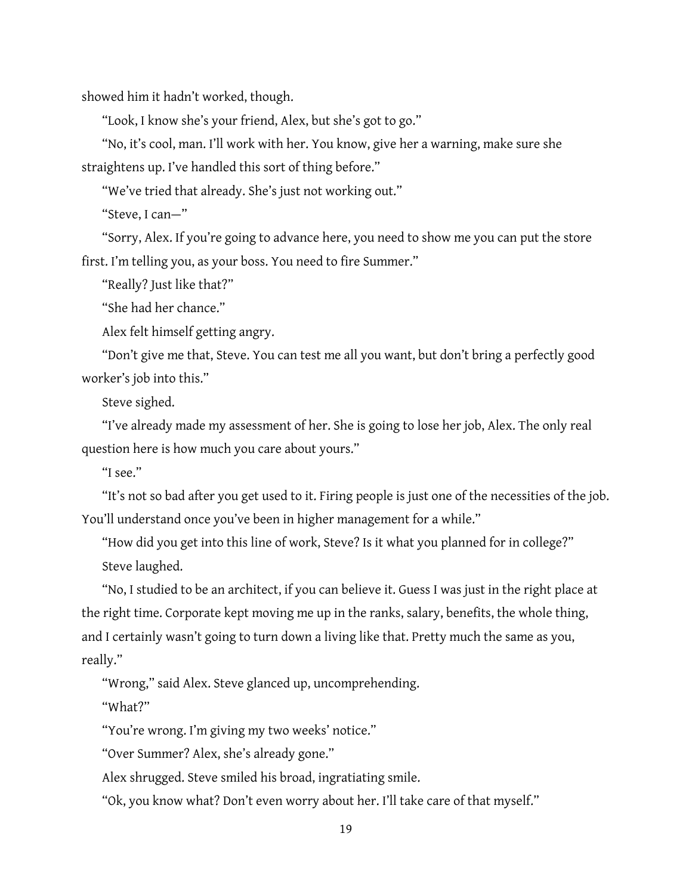showed him it hadn't worked, though.

"Look, I know she's your friend, Alex, but she's got to go."

"No, it's cool, man. I'll work with her. You know, give her a warning, make sure she straightens up. I've handled this sort of thing before."

"We've tried that already. She's just not working out."

"Steve, I can—"

"Sorry, Alex. If you're going to advance here, you need to show me you can put the store first. I'm telling you, as your boss. You need to fire Summer."

"Really? Just like that?"

"She had her chance."

Alex felt himself getting angry.

"Don't give me that, Steve. You can test me all you want, but don't bring a perfectly good worker's job into this."

Steve sighed.

"I've already made my assessment of her. She is going to lose her job, Alex. The only real question here is how much you care about yours."

"I see."

"It's not so bad after you get used to it. Firing people is just one of the necessities of the job. You'll understand once you've been in higher management for a while."

"How did you get into this line of work, Steve? Is it what you planned for in college?"

Steve laughed.

"No, I studied to be an architect, if you can believe it. Guess I was just in the right place at the right time. Corporate kept moving me up in the ranks, salary, benefits, the whole thing, and I certainly wasn't going to turn down a living like that. Pretty much the same as you, really."

"Wrong," said Alex. Steve glanced up, uncomprehending.

"What?"

"You're wrong. I'm giving my two weeks' notice."

"Over Summer? Alex, she's already gone."

Alex shrugged. Steve smiled his broad, ingratiating smile.

"Ok, you know what? Don't even worry about her. I'll take care of that myself."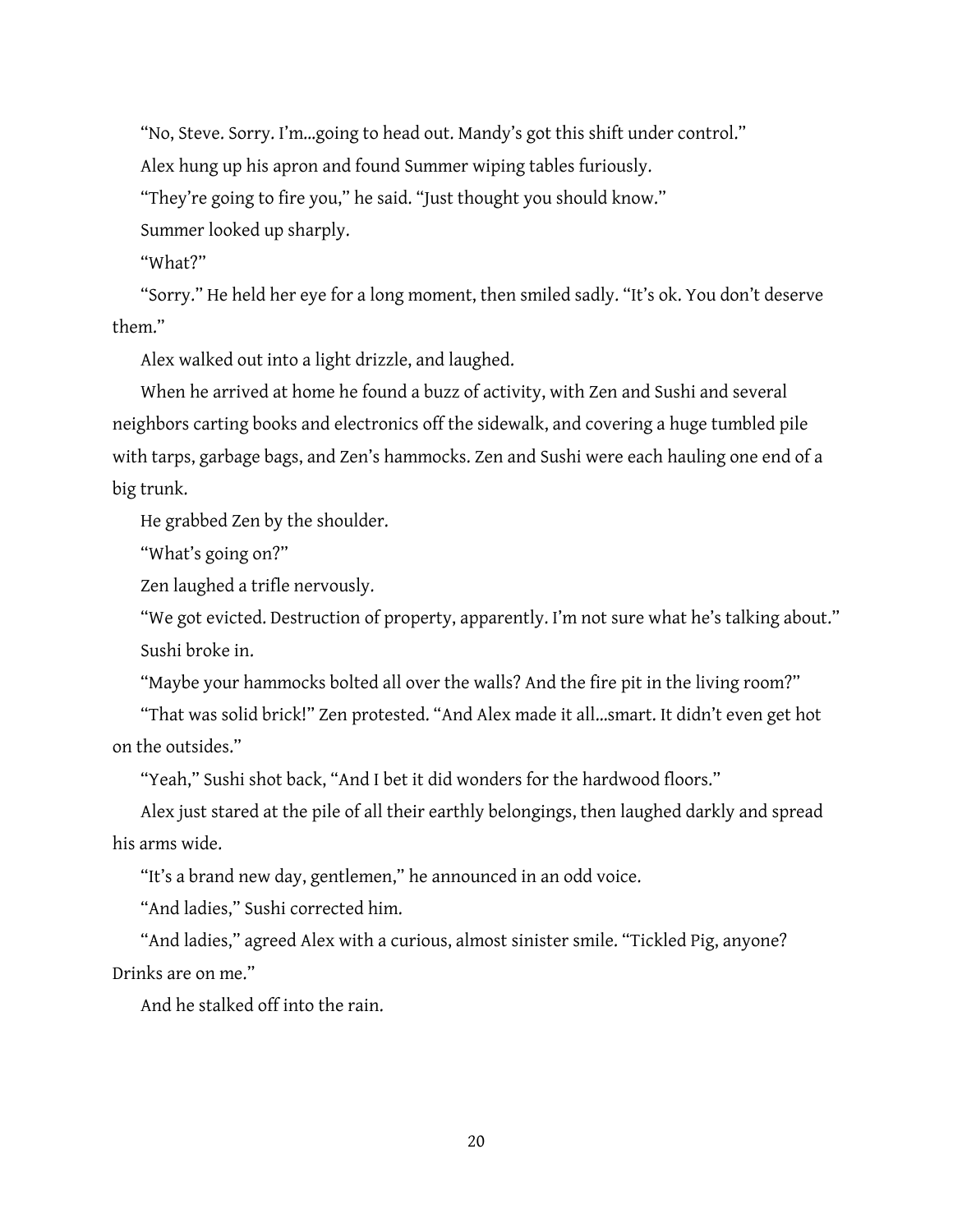"No, Steve. Sorry. I'm...going to head out. Mandy's got this shift under control."

Alex hung up his apron and found Summer wiping tables furiously.

"They're going to fire you," he said. "Just thought you should know."

Summer looked up sharply.

"What?"

"Sorry." He held her eye for a long moment, then smiled sadly. "It's ok. You don't deserve them."

Alex walked out into a light drizzle, and laughed.

When he arrived at home he found a buzz of activity, with Zen and Sushi and several neighbors carting books and electronics off the sidewalk, and covering a huge tumbled pile with tarps, garbage bags, and Zen's hammocks. Zen and Sushi were each hauling one end of a big trunk.

He grabbed Zen by the shoulder.

"What's going on?"

Zen laughed a trifle nervously.

"We got evicted. Destruction of property, apparently. I'm not sure what he's talking about."

Sushi broke in.

"Maybe your hammocks bolted all over the walls? And the fire pit in the living room?"

"That was solid brick!" Zen protested. "And Alex made it all...smart. It didn't even get hot on the outsides."

"Yeah," Sushi shot back, "And I bet it did wonders for the hardwood floors."

Alex just stared at the pile of all their earthly belongings, then laughed darkly and spread his arms wide.

"It's a brand new day, gentlemen," he announced in an odd voice.

"And ladies," Sushi corrected him.

"And ladies," agreed Alex with a curious, almost sinister smile. "Tickled Pig, anyone? Drinks are on me."

And he stalked off into the rain.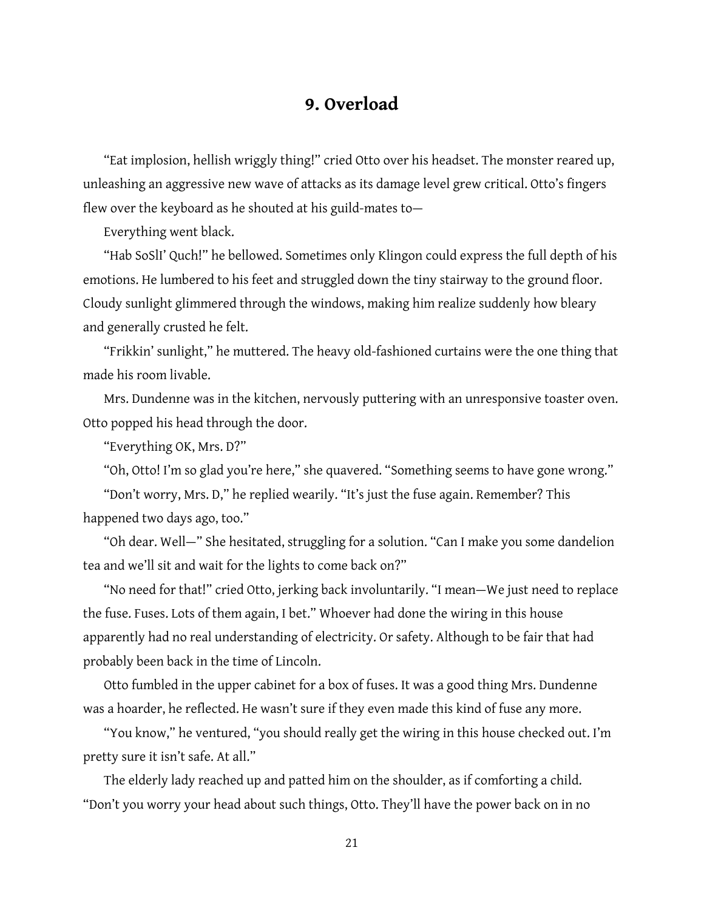## 9. Overload

"Eat implosion, hellish wriggly thing!" cried Otto over his headset. The monster reared up, unleashing an aggressive new wave of attacks as its damage level grew critical. Otto's fingers flew over the keyboard as he shouted at his guild-mates to—

Everything went black.

"Hab SoSlI' Quch!" he bellowed. Sometimes only Klingon could express the full depth of his emotions. He lumbered to his feet and struggled down the tiny stairway to the ground floor. Cloudy sunlight glimmered through the windows, making him realize suddenly how bleary and generally crusted he felt.

"Frikkin' sunlight," he muttered. The heavy old-fashioned curtains were the one thing that made his room livable.

Mrs. Dundenne was in the kitchen, nervously puttering with an unresponsive toaster oven. Otto popped his head through the door.

"Everything OK, Mrs. D?"

"Oh, Otto! I'm so glad you're here," she quavered. "Something seems to have gone wrong."

"Don't worry, Mrs. D," he replied wearily. "It's just the fuse again. Remember? This happened two days ago, too."

"Oh dear. Well—" She hesitated, struggling for a solution. "Can I make you some dandelion tea and we'll sit and wait for the lights to come back on?"

"No need for that!" cried Otto, jerking back involuntarily. "I mean—We just need to replace the fuse. Fuses. Lots of them again, I bet." Whoever had done the wiring in this house apparently had no real understanding of electricity. Or safety. Although to be fair that had probably been back in the time of Lincoln.

Otto fumbled in the upper cabinet for a box of fuses. It was a good thing Mrs. Dundenne was a hoarder, he reflected. He wasn't sure if they even made this kind of fuse any more.

"You know," he ventured, "you should really get the wiring in this house checked out. I'm pretty sure it isn't safe. At all."

The elderly lady reached up and patted him on the shoulder, as if comforting a child. "Don't you worry your head about such things, Otto. They'll have the power back on in no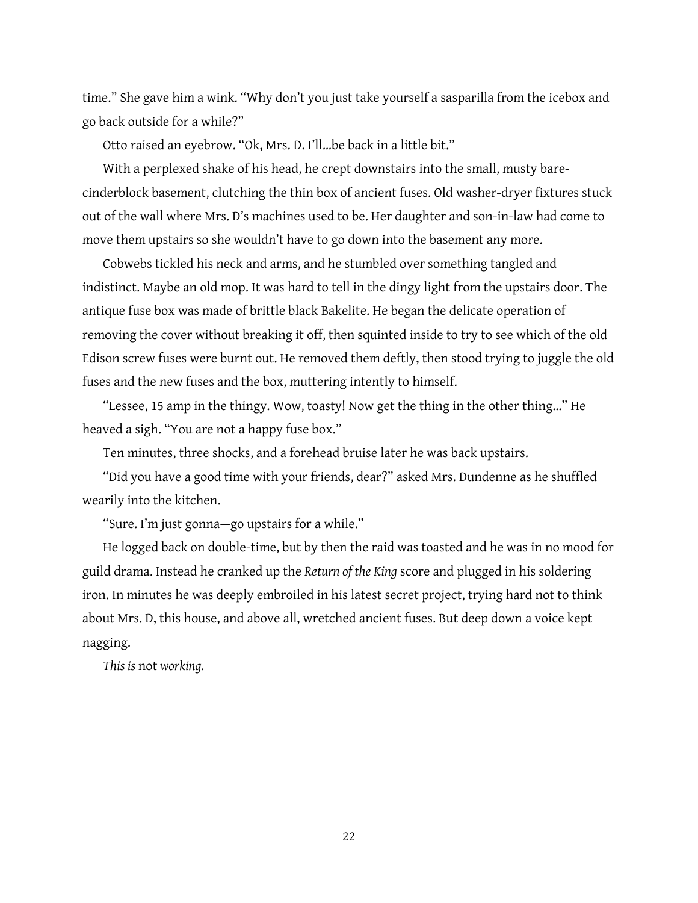time." She gave him a wink. "Why don't you just take yourself a sasparilla from the icebox and go back outside for a while?"

Otto raised an eyebrow. "Ok, Mrs. D. I'll...be back in a little bit."

With a perplexed shake of his head, he crept downstairs into the small, musty bare-cinderblock basement, clutching the thin box of ancient fuses. Old washer-dryer fixtures stuck out of the wall where Mrs. D's machines used to be. Her daughter and son-in-law had come to move them upstairs so she wouldn't have to go down into the basement any more.

Cobwebs tickled his neck and arms, and he stumbled over something tangled and indistinct. Maybe an old mop. It was hard to tell in the dingy light from the upstairs door. The antique fuse box was made of brittle black Bakelite. He began the delicate operation of removing the cover without breaking it off, then squinted inside to try to see which of the old Edison screw fuses were burnt out. He removed them deftly, then stood trying to juggle the old fuses and the new fuses and the box, muttering intently to himself.

"Lessee, 15 amp in the thingy. Wow, toasty! Now get the thing in the other thing..." He heaved a sigh. "You are not a happy fuse box."

Ten minutes, three shocks, and a forehead bruise later he was back upstairs.

"Did you have a good time with your friends, dear?" asked Mrs. Dundenne as he shuffled wearily into the kitchen.

"Sure. I'm just gonna—go upstairs for a while."

He logged back on double-time, but by then the raid was toasted and he was in no mood for guild drama. Instead he cranked up the *Return of the King* score and plugged in his soldering iron. In minutes he was deeply embroiled in his latest secret project, trying hard not to think about Mrs. D, this house, and above all, wretched ancient fuses. But deep down a voice kept nagging.

*This is* not *working.*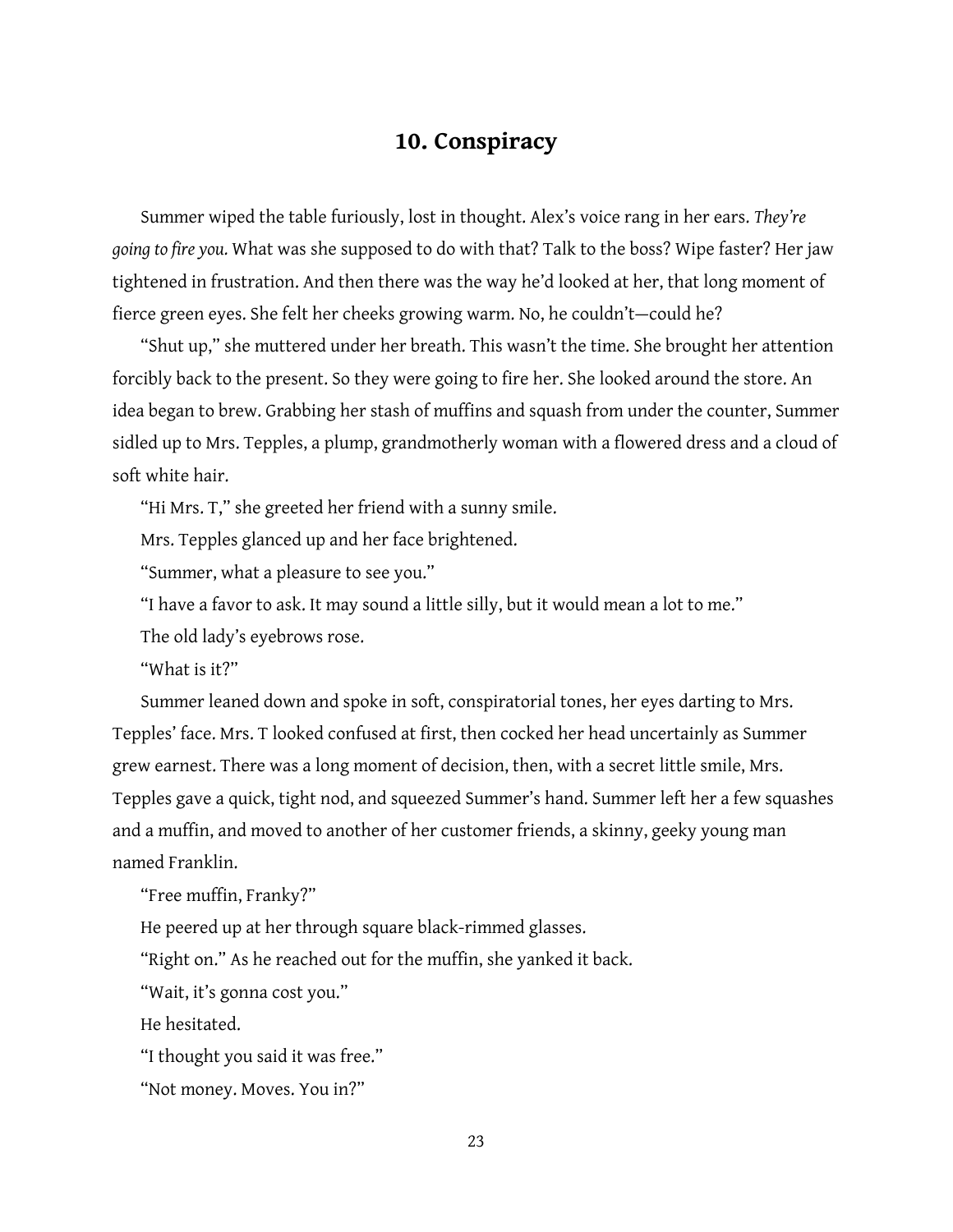## 10. Conspiracy

Summer wiped the table furiously, lost in thought. Alex's voice rang in her ears. *They're going to fire you.* What was she supposed to do with that? Talk to the boss? Wipe faster? Her jaw tightened in frustration. And then there was the way he'd looked at her, that long moment of fierce green eyes. She felt her cheeks growing warm. No, he couldn't—could he?

"Shut up," she muttered under her breath. This wasn't the time. She brought her attention forcibly back to the present. So they were going to fire her. She looked around the store. An idea began to brew. Grabbing her stash of muffins and squash from under the counter, Summer sidled up to Mrs. Tepples, a plump, grandmotherly woman with a flowered dress and a cloud of soft white hair.

"Hi Mrs. T," she greeted her friend with a sunny smile.

Mrs. Tepples glanced up and her face brightened.

"Summer, what a pleasure to see you."

"I have a favor to ask. It may sound a little silly, but it would mean a lot to me."

The old lady's eyebrows rose.

"What is it?"

Summer leaned down and spoke in soft, conspiratorial tones, her eyes darting to Mrs. Tepples' face. Mrs. T looked confused at first, then cocked her head uncertainly as Summer grew earnest. There was a long moment of decision, then, with a secret little smile, Mrs. Tepples gave a quick, tight nod, and squeezed Summer's hand. Summer left her a few squashes and a muffin, and moved to another of her customer friends, a skinny, geeky young man named Franklin.

"Free muffin, Franky?"

He peered up at her through square black-rimmed glasses.

"Right on." As he reached out for the muffin, she yanked it back.

"Wait, it's gonna cost you."

He hesitated.

"I thought you said it was free."

"Not money. Moves. You in?"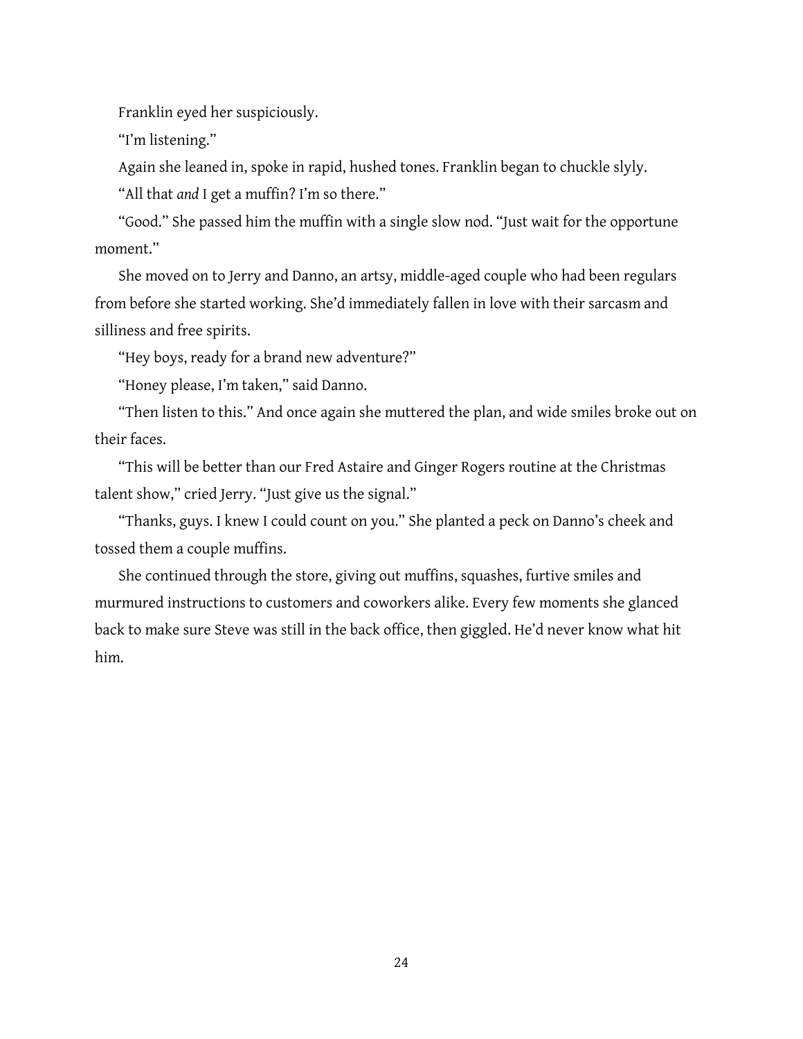Franklin eyed her suspiciously.

"I'm listening."

Again she leaned in, spoke in rapid, hushed tones. Franklin began to chuckle slyly.

"All that *and* I get a muffin? I'm so there."

"Good." She passed him the muffin with a single slow nod. "Just wait for the opportune moment."

She moved on to Jerry and Danno, an artsy, middle-aged couple who had been regulars from before she started working. She'd immediately fallen in love with their sarcasm and silliness and free spirits.

"Hey boys, ready for a brand new adventure?"

"Honey please, I'm taken," said Danno.

"Then listen to this." And once again she muttered the plan, and wide smiles broke out on their faces.

"This will be better than our Fred Astaire and Ginger Rogers routine at the Christmas talent show," cried Jerry. "Just give us the signal."

"Thanks, guys. I knew I could count on you." She planted a peck on Danno's cheek and tossed them a couple muffins.

She continued through the store, giving out muffins, squashes, furtive smiles and murmured instructions to customers and coworkers alike. Every few moments she glanced back to make sure Steve was still in the back office, then giggled. He'd never know what hit him.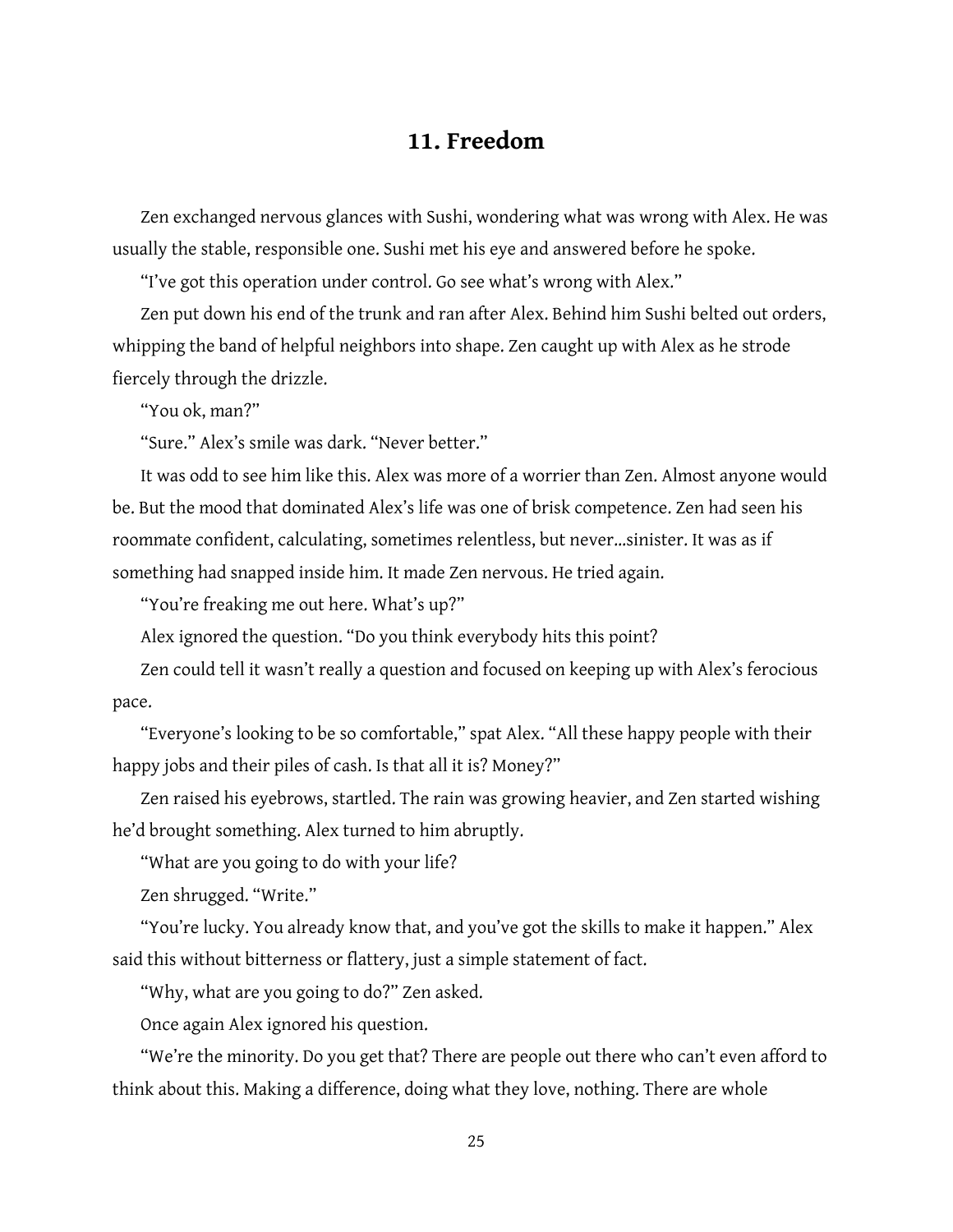## 11. Freedom

Zen exchanged nervous glances with Sushi, wondering what was wrong with Alex. He was usually the stable, responsible one. Sushi met his eye and answered before he spoke.

"I've got this operation under control. Go see what's wrong with Alex."

Zen put down his end of the trunk and ran after Alex. Behind him Sushi belted out orders, whipping the band of helpful neighbors into shape. Zen caught up with Alex as he strode fiercely through the drizzle.

"You ok, man?"

"Sure." Alex's smile was dark. "Never better."

It was odd to see him like this. Alex was more of a worrier than Zen. Almost anyone would be. But the mood that dominated Alex's life was one of brisk competence. Zen had seen his roommate confident, calculating, sometimes relentless, but never...sinister. It was as if something had snapped inside him. It made Zen nervous. He tried again.

"You're freaking me out here. What's up?"

Alex ignored the question. "Do you think everybody hits this point?

Zen could tell it wasn't really a question and focused on keeping up with Alex's ferocious pace.

"Everyone's looking to be so comfortable," spat Alex. "All these happy people with their happy jobs and their piles of cash. Is that all it is? Money?"

Zen raised his eyebrows, startled. The rain was growing heavier, and Zen started wishing he'd brought something. Alex turned to him abruptly.

"What are you going to do with your life?

Zen shrugged. "Write."

"You're lucky. You already know that, and you've got the skills to make it happen." Alex said this without bitterness or flattery, just a simple statement of fact.

"Why, what are you going to do?" Zen asked.

Once again Alex ignored his question.

"We're the minority. Do you get that? There are people out there who can't even afford to think about this. Making a difference, doing what they love, nothing. There are whole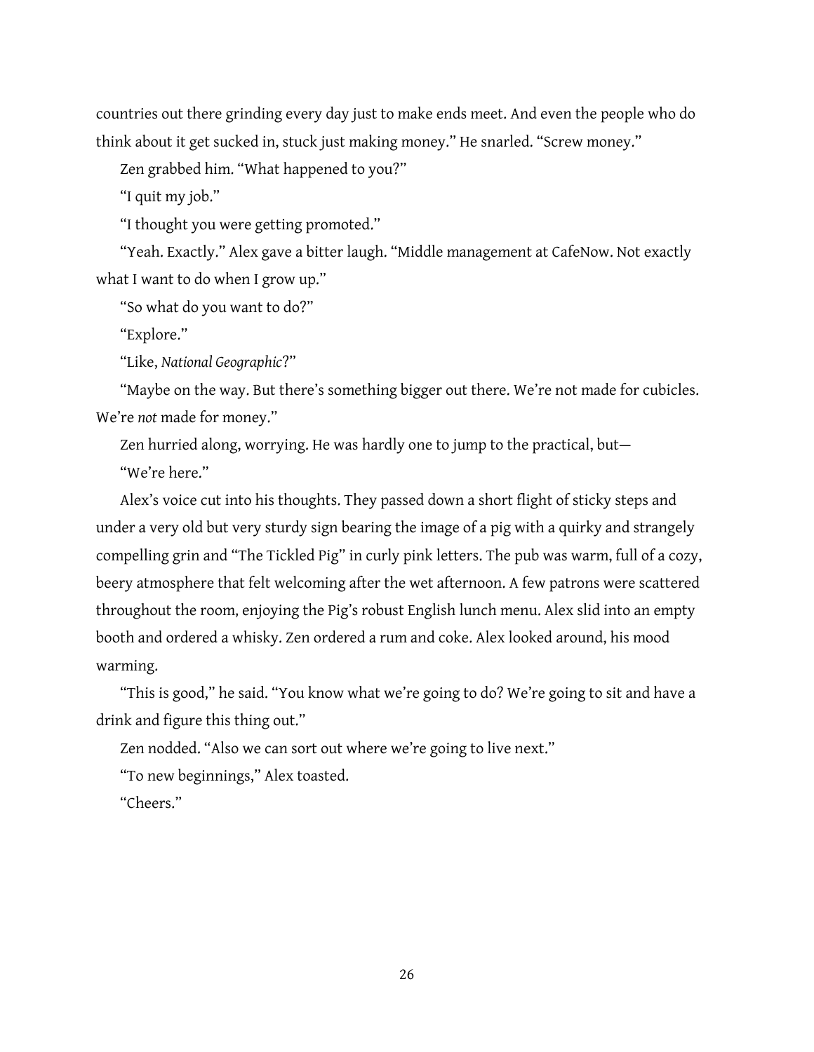countries out there grinding every day just to make ends meet. And even the people who do think about it get sucked in, stuck just making money." He snarled. "Screw money."

Zen grabbed him. "What happened to you?"

"I quit my job."

"I thought you were getting promoted."

"Yeah. Exactly." Alex gave a bitter laugh. "Middle management at CafeNow. Not exactly what I want to do when I grow up."

"So what do you want to do?"

"Explore."

"Like, *National Geographic*?"

"Maybe on the way. But there's something bigger out there. We're not made for cubicles. We're *not* made for money."

Zen hurried along, worrying. He was hardly one to jump to the practical, but—

"We're here."

Alex's voice cut into his thoughts. They passed down a short flight of sticky steps and under a very old but very sturdy sign bearing the image of a pig with a quirky and strangely compelling grin and "The Tickled Pig" in curly pink letters. The pub was warm, full of a cozy, beery atmosphere that felt welcoming after the wet afternoon. A few patrons were scattered throughout the room, enjoying the Pig's robust English lunch menu. Alex slid into an empty booth and ordered a whisky. Zen ordered a rum and coke. Alex looked around, his mood warming.

"This is good," he said. "You know what we're going to do? We're going to sit and have a drink and figure this thing out."

Zen nodded. "Also we can sort out where we're going to live next."

"To new beginnings," Alex toasted.

"Cheers."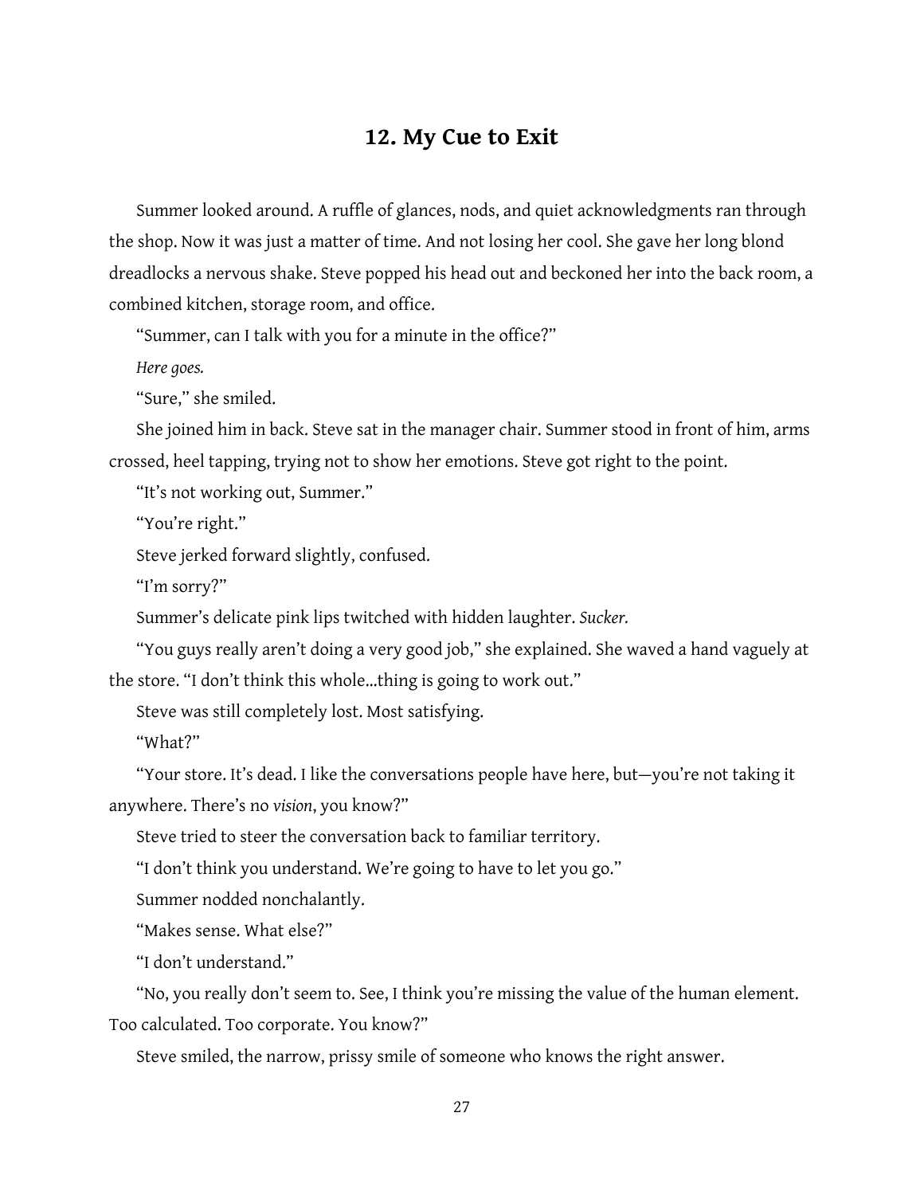## 12. My Cue to Exit

Summer looked around. A ruffle of glances, nods, and quiet acknowledgments ran through the shop. Now it was just a matter of time. And not losing her cool. She gave her long blond dreadlocks a nervous shake. Steve popped his head out and beckoned her into the back room, a combined kitchen, storage room, and office.

"Summer, can I talk with you for a minute in the office?"

*Here goes.*

"Sure," she smiled.

She joined him in back. Steve sat in the manager chair. Summer stood in front of him, arms crossed, heel tapping, trying not to show her emotions. Steve got right to the point.

"It's not working out, Summer."

"You're right."

Steve jerked forward slightly, confused.

"I'm sorry?"

Summer's delicate pink lips twitched with hidden laughter. *Sucker.*

"You guys really aren't doing a very good job," she explained. She waved a hand vaguely at the store. "I don't think this whole...thing is going to work out."

Steve was still completely lost. Most satisfying.

"What?"

"Your store. It's dead. I like the conversations people have here, but—you're not taking it anywhere. There's no *vision*, you know?"

Steve tried to steer the conversation back to familiar territory.

"I don't think you understand. We're going to have to let you go."

Summer nodded nonchalantly.

"Makes sense. What else?"

"I don't understand."

"No, you really don't seem to. See, I think you're missing the value of the human element. Too calculated. Too corporate. You know?"

Steve smiled, the narrow, prissy smile of someone who knows the right answer.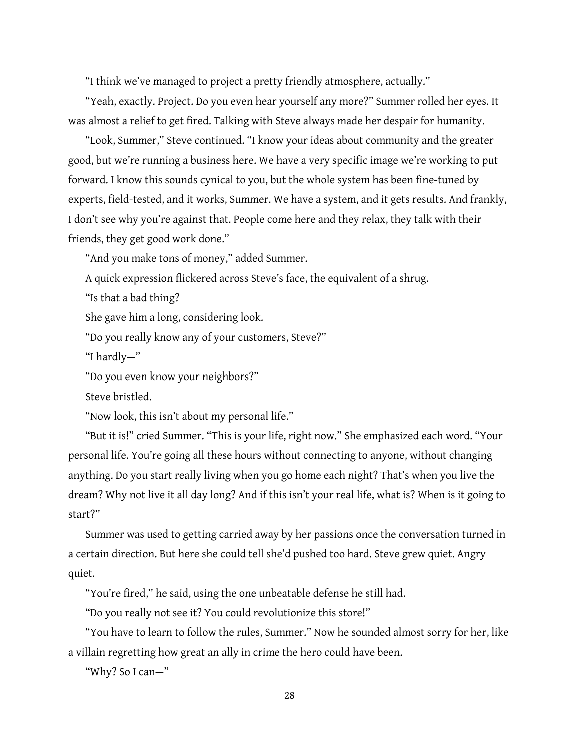"I think we've managed to project a pretty friendly atmosphere, actually."

"Yeah, exactly. Project. Do you even hear yourself any more?" Summer rolled her eyes. It was almost a relief to get fired. Talking with Steve always made her despair for humanity.

"Look, Summer," Steve continued. "I know your ideas about community and the greater good, but we're running a business here. We have a very specific image we're working to put forward. I know this sounds cynical to you, but the whole system has been fine-tuned by experts, field-tested, and it works, Summer. We have a system, and it gets results. And frankly, I don't see why you're against that. People come here and they relax, they talk with their friends, they get good work done."

"And you make tons of money," added Summer.

A quick expression flickered across Steve's face, the equivalent of a shrug.

"Is that a bad thing?

She gave him a long, considering look.

"Do you really know any of your customers, Steve?"

"I hardly—"

"Do you even know your neighbors?"

Steve bristled.

"Now look, this isn't about my personal life."

"But it is!" cried Summer. "This is your life, right now." She emphasized each word. "Your personal life. You're going all these hours without connecting to anyone, without changing anything. Do you start really living when you go home each night? That's when you live the dream? Why not live it all day long? And if this isn't your real life, what is? When is it going to start?"

Summer was used to getting carried away by her passions once the conversation turned in a certain direction. But here she could tell she'd pushed too hard. Steve grew quiet. Angry quiet.

"You're fired," he said, using the one unbeatable defense he still had.

"Do you really not see it? You could revolutionize this store!"

"You have to learn to follow the rules, Summer." Now he sounded almost sorry for her, like a villain regretting how great an ally in crime the hero could have been.

"Why? So I can—"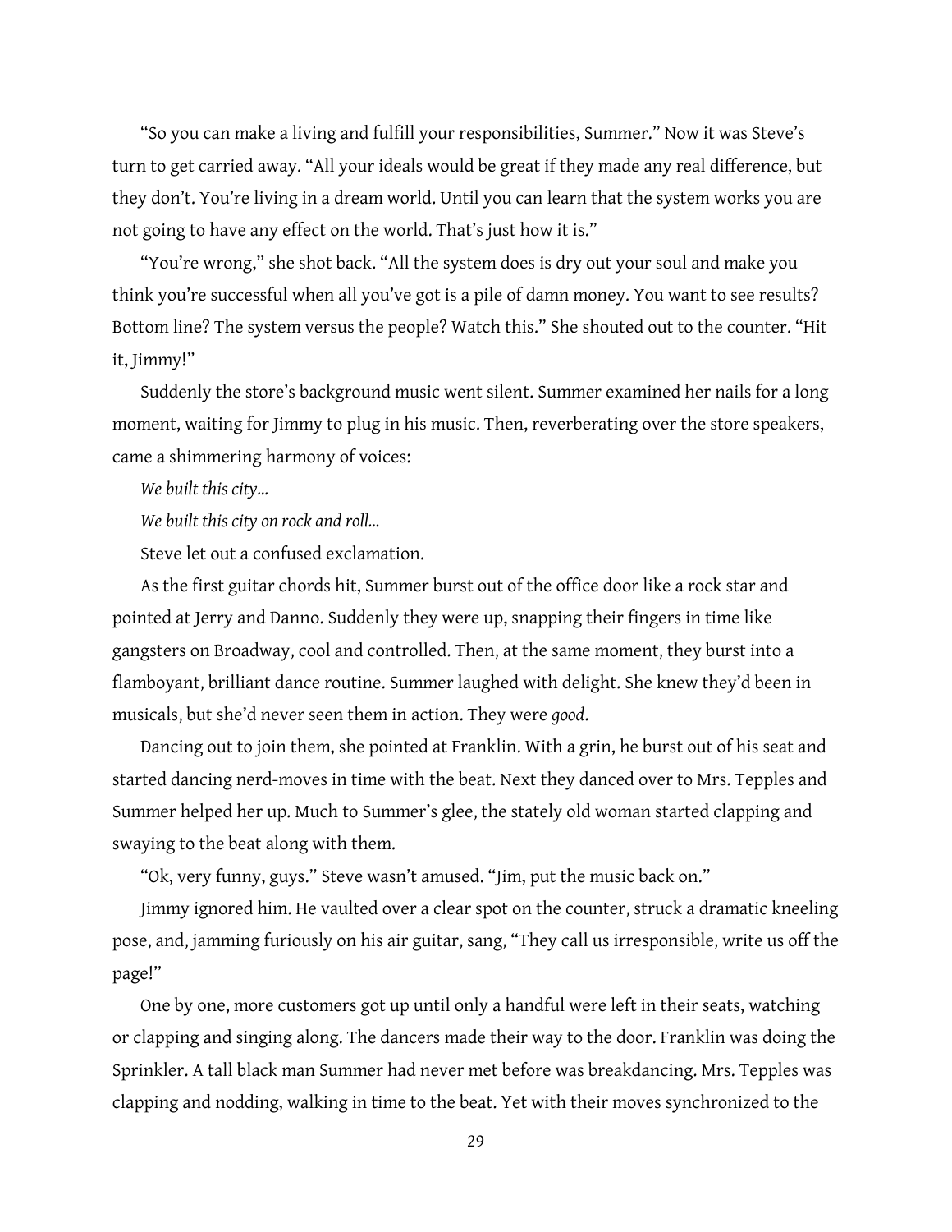"So you can make a living and fulfill your responsibilities, Summer." Now it was Steve's turn to get carried away. "All your ideals would be great if they made any real difference, but they don't. You're living in a dream world. Until you can learn that the system works you are not going to have any effect on the world. That's just how it is."

"You're wrong," she shot back. "All the system does is dry out your soul and make you think you're successful when all you've got is a pile of damn money. You want to see results? Bottom line? The system versus the people? Watch this." She shouted out to the counter. "Hit it, Jimmy!"

Suddenly the store's background music went silent. Summer examined her nails for a long moment, waiting for Jimmy to plug in his music. Then, reverberating over the store speakers, came a shimmering harmony of voices:

*We built this city…*

*We built this city on rock and roll…*

Steve let out a confused exclamation.

As the first guitar chords hit, Summer burst out of the office door like a rock star and pointed at Jerry and Danno. Suddenly they were up, snapping their fingers in time like gangsters on Broadway, cool and controlled. Then, at the same moment, they burst into a flamboyant, brilliant dance routine. Summer laughed with delight. She knew they'd been in musicals, but she'd never seen them in action. They were *good*.

Dancing out to join them, she pointed at Franklin. With a grin, he burst out of his seat and started dancing nerd-moves in time with the beat. Next they danced over to Mrs. Tepples and Summer helped her up. Much to Summer's glee, the stately old woman started clapping and swaying to the beat along with them.

"Ok, very funny, guys." Steve wasn't amused. "Jim, put the music back on."

Jimmy ignored him. He vaulted over a clear spot on the counter, struck a dramatic kneeling pose, and, jamming furiously on his air guitar, sang, "They call us irresponsible, write us off the page!"

One by one, more customers got up until only a handful were left in their seats, watching or clapping and singing along. The dancers made their way to the door. Franklin was doing the Sprinkler. A tall black man Summer had never met before was breakdancing. Mrs. Tepples was clapping and nodding, walking in time to the beat. Yet with their moves synchronized to the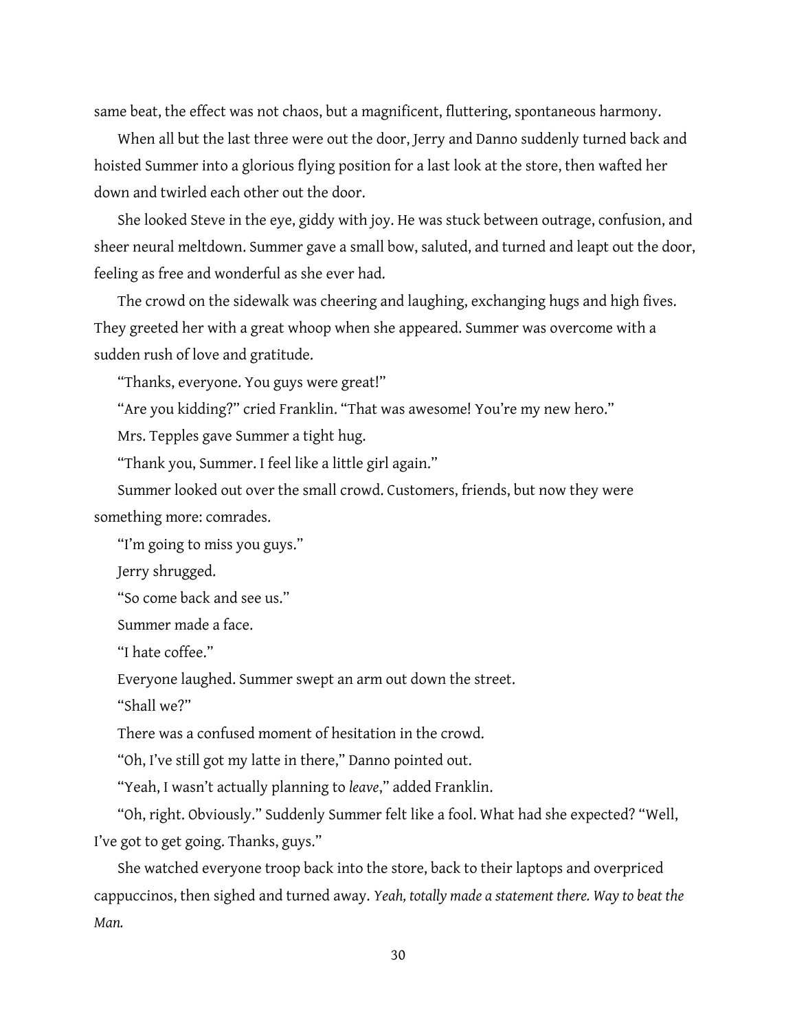same beat, the effect was not chaos, but a magnificent, fluttering, spontaneous harmony.

When all but the last three were out the door, Jerry and Danno suddenly turned back and hoisted Summer into a glorious flying position for a last look at the store, then wafted her down and twirled each other out the door.

She looked Steve in the eye, giddy with joy. He was stuck between outrage, confusion, and sheer neural meltdown. Summer gave a small bow, saluted, and turned and leapt out the door, feeling as free and wonderful as she ever had.

The crowd on the sidewalk was cheering and laughing, exchanging hugs and high fives. They greeted her with a great whoop when she appeared. Summer was overcome with a sudden rush of love and gratitude.

"Thanks, everyone. You guys were great!"

"Are you kidding?" cried Franklin. "That was awesome! You're my new hero."

Mrs. Tepples gave Summer a tight hug.

"Thank you, Summer. I feel like a little girl again."

Summer looked out over the small crowd. Customers, friends, but now they were something more: comrades.

"I'm going to miss you guys."

Jerry shrugged.

"So come back and see us."

Summer made a face.

"I hate coffee."

Everyone laughed. Summer swept an arm out down the street.

"Shall we?"

There was a confused moment of hesitation in the crowd.

"Oh, I've still got my latte in there," Danno pointed out.

"Yeah, I wasn't actually planning to *leave*," added Franklin.

"Oh, right. Obviously." Suddenly Summer felt like a fool. What had she expected? "Well, I've got to get going. Thanks, guys."

She watched everyone troop back into the store, back to their laptops and overpriced cappuccinos, then sighed and turned away. *Yeah, totally made a statement there. Way to beat the Man.*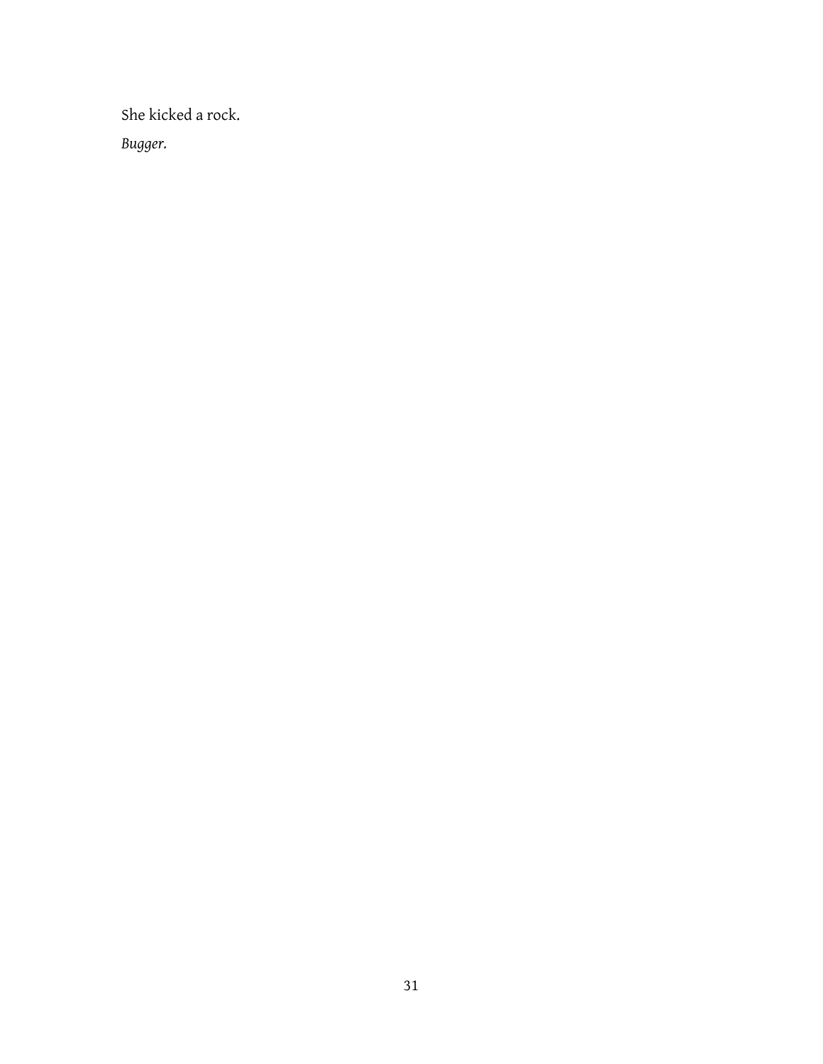She kicked a rock.

*Bugger.*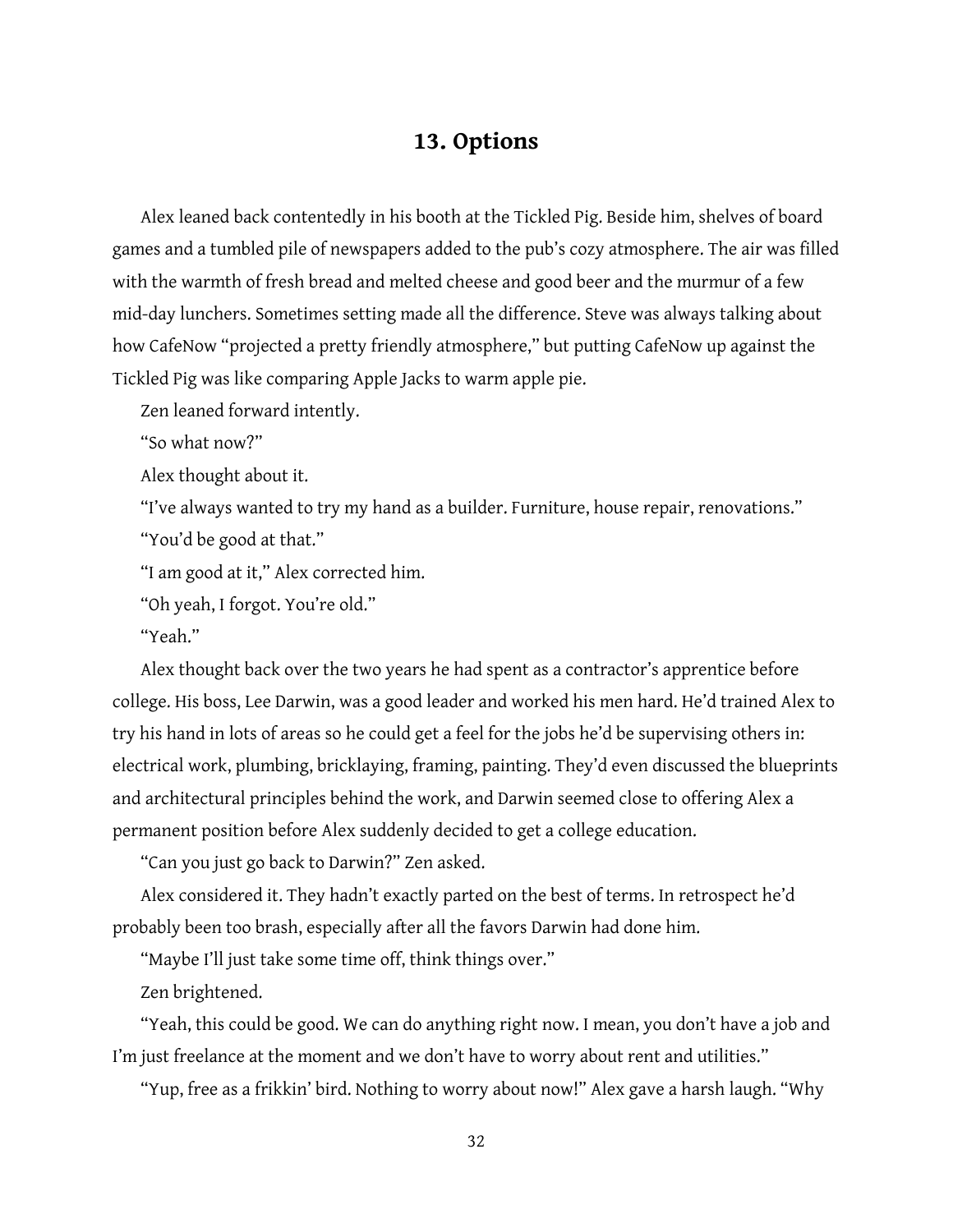## 13. Options

Alex leaned back contentedly in his booth at the Tickled Pig. Beside him, shelves of board games and a tumbled pile of newspapers added to the pub's cozy atmosphere. The air was filled with the warmth of fresh bread and melted cheese and good beer and the murmur of a few mid-day lunchers. Sometimes setting made all the difference. Steve was always talking about how CafeNow "projected a pretty friendly atmosphere," but putting CafeNow up against the Tickled Pig was like comparing Apple Jacks to warm apple pie.

Zen leaned forward intently.

"So what now?"

Alex thought about it.

"I've always wanted to try my hand as a builder. Furniture, house repair, renovations."

"You'd be good at that."

"I am good at it," Alex corrected him.

"Oh yeah, I forgot. You're old."

"Yeah."

Alex thought back over the two years he had spent as a contractor's apprentice before college. His boss, Lee Darwin, was a good leader and worked his men hard. He'd trained Alex to try his hand in lots of areas so he could get a feel for the jobs he'd be supervising others in: electrical work, plumbing, bricklaying, framing, painting. They'd even discussed the blueprints and architectural principles behind the work, and Darwin seemed close to offering Alex a permanent position before Alex suddenly decided to get a college education.

"Can you just go back to Darwin?" Zen asked.

Alex considered it. They hadn't exactly parted on the best of terms. In retrospect he'd probably been too brash, especially after all the favors Darwin had done him.

"Maybe I'll just take some time off, think things over."

Zen brightened.

"Yeah, this could be good. We can do anything right now. I mean, you don't have a job and I'm just freelance at the moment and we don't have to worry about rent and utilities."

"Yup, free as a frikkin' bird. Nothing to worry about now!" Alex gave a harsh laugh. "Why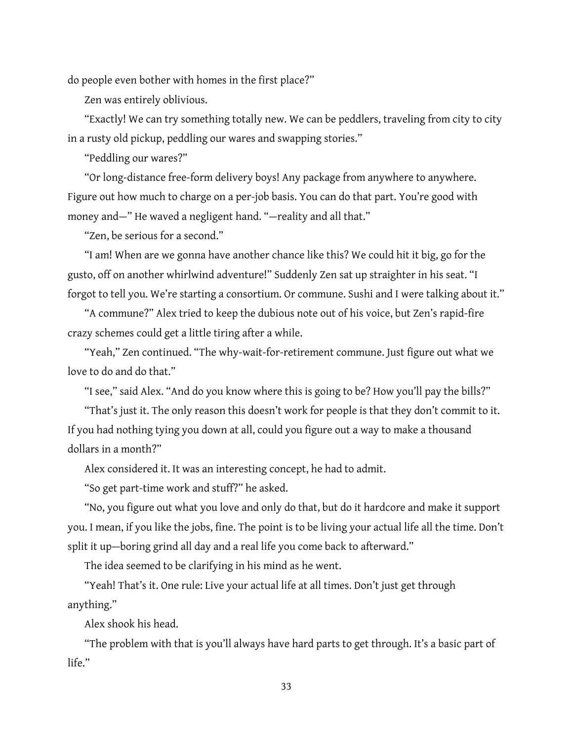do people even bother with homes in the first place?"

Zen was entirely oblivious.

"Exactly! We can try something totally new. We can be peddlers, traveling from city to city in a rusty old pickup, peddling our wares and swapping stories."

"Peddling our wares?"

"Or long-distance free-form delivery boys! Any package from anywhere to anywhere. Figure out how much to charge on a per-job basis. You can do that part. You're good with money and—" He waved a negligent hand. "—reality and all that."

"Zen, be serious for a second."

"I am! When are we gonna have another chance like this? We could hit it big, go for the gusto, off on another whirlwind adventure!" Suddenly Zen sat up straighter in his seat. "I forgot to tell you. We're starting a consortium. Or commune. Sushi and I were talking about it."

"A commune?" Alex tried to keep the dubious note out of his voice, but Zen's rapid-fire crazy schemes could get a little tiring after a while.

"Yeah," Zen continued. "The why-wait-for-retirement commune. Just figure out what we love to do and do that."

"I see," said Alex. "And do you know where this is going to be? How you'll pay the bills?"

"That's just it. The only reason this doesn't work for people is that they don't commit to it. If you had nothing tying you down at all, could you figure out a way to make a thousand dollars in a month?"

Alex considered it. It was an interesting concept, he had to admit.

"So get part-time work and stuff?" he asked.

"No, you figure out what you love and only do that, but do it hardcore and make it support you. I mean, if you like the jobs, fine. The point is to be living your actual life all the time. Don't split it up—boring grind all day and a real life you come back to afterward."

The idea seemed to be clarifying in his mind as he went.

"Yeah! That's it. One rule: Live your actual life at all times. Don't just get through anything."

Alex shook his head.

"The problem with that is you'll always have hard parts to get through. It's a basic part of life."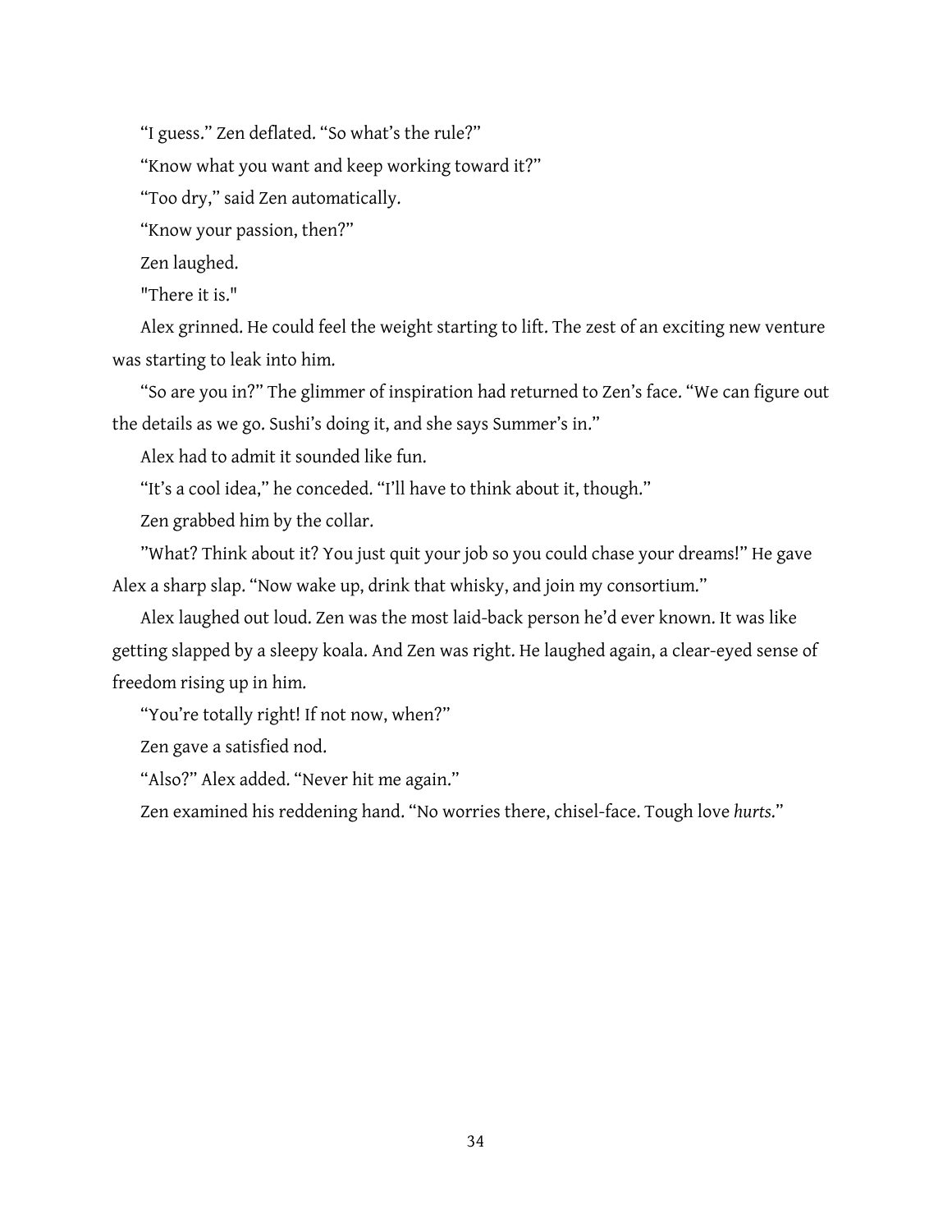"I guess." Zen deflated. "So what's the rule?"

"Know what you want and keep working toward it?"

"Too dry," said Zen automatically.

"Know your passion, then?"

Zen laughed.

"There it is."

Alex grinned. He could feel the weight starting to lift. The zest of an exciting new venture was starting to leak into him.

"So are you in?" The glimmer of inspiration had returned to Zen's face. "We can figure out the details as we go. Sushi's doing it, and she says Summer's in."

Alex had to admit it sounded like fun.

"It's a cool idea," he conceded. "I'll have to think about it, though."

Zen grabbed him by the collar.

"What? Think about it? You just quit your job so you could chase your dreams!" He gave Alex a sharp slap. "Now wake up, drink that whisky, and join my consortium."

Alex laughed out loud. Zen was the most laid-back person he'd ever known. It was like getting slapped by a sleepy koala. And Zen was right. He laughed again, a clear-eyed sense of freedom rising up in him.

"You're totally right! If not now, when?"

Zen gave a satisfied nod.

"Also?" Alex added. "Never hit me again."

Zen examined his reddening hand. "No worries there, chisel-face. Tough love *hurts*."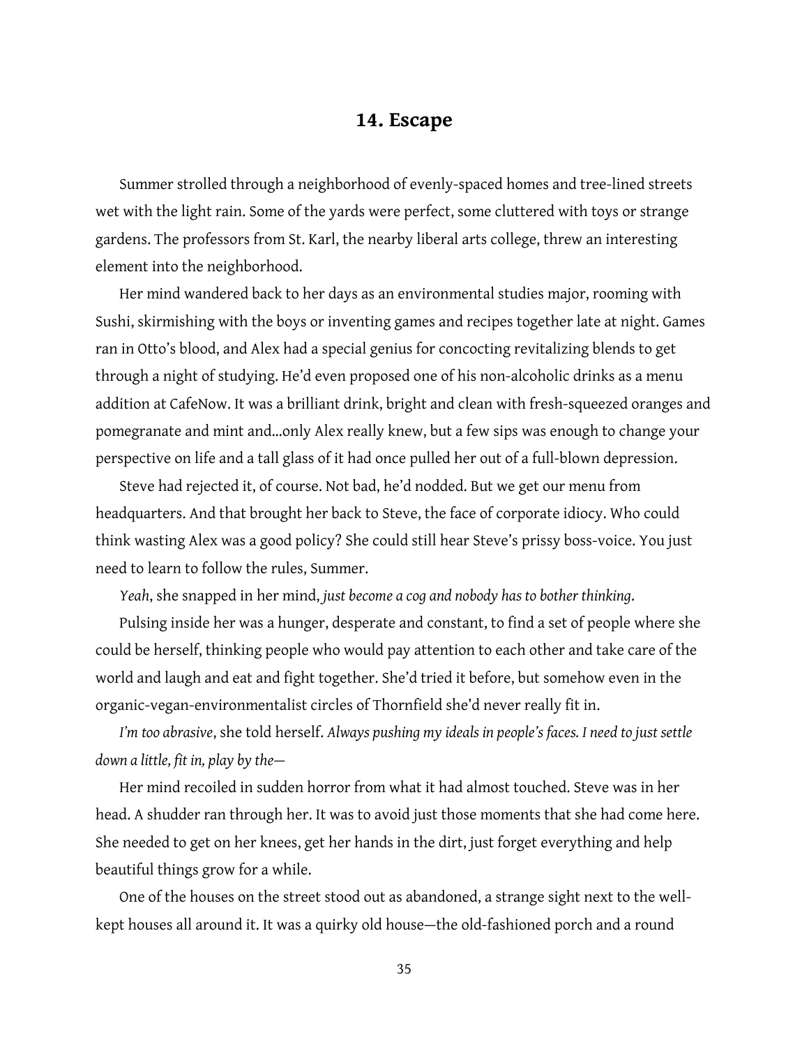## 14. Escape

Summer strolled through a neighborhood of evenly-spaced homes and tree-lined streets wet with the light rain. Some of the yards were perfect, some cluttered with toys or strange gardens. The professors from St. Karl, the nearby liberal arts college, threw an interesting element into the neighborhood.

Her mind wandered back to her days as an environmental studies major, rooming with Sushi, skirmishing with the boys or inventing games and recipes together late at night. Games ran in Otto's blood, and Alex had a special genius for concocting revitalizing blends to get through a night of studying. He'd even proposed one of his non-alcoholic drinks as a menu addition at CafeNow. It was a brilliant drink, bright and clean with fresh-squeezed oranges and pomegranate and mint and...only Alex really knew, but a few sips was enough to change your perspective on life and a tall glass of it had once pulled her out of a full-blown depression.

Steve had rejected it, of course. Not bad, he'd nodded. But we get our menu from headquarters. And that brought her back to Steve, the face of corporate idiocy. Who could think wasting Alex was a good policy? She could still hear Steve's prissy boss-voice. You just need to learn to follow the rules, Summer.

*Yeah*, she snapped in her mind, *just become a cog and nobody has to bother thinking*.

Pulsing inside her was a hunger, desperate and constant, to find a set of people where she could be herself, thinking people who would pay attention to each other and take care of the world and laugh and eat and fight together. She'd tried it before, but somehow even in the organic-vegan-environmentalist circles of Thornfield she'd never really fit in.

*I'm too abrasive*, she told herself. *Always pushing my ideals in people's faces. I need to just settle down a little, fit in, play by the—*

Her mind recoiled in sudden horror from what it had almost touched. Steve was in her head. A shudder ran through her. It was to avoid just those moments that she had come here. She needed to get on her knees, get her hands in the dirt, just forget everything and help beautiful things grow for a while.

One of the houses on the street stood out as abandoned, a strange sight next to the well-kept houses all around it. It was a quirky old house—the old-fashioned porch and a round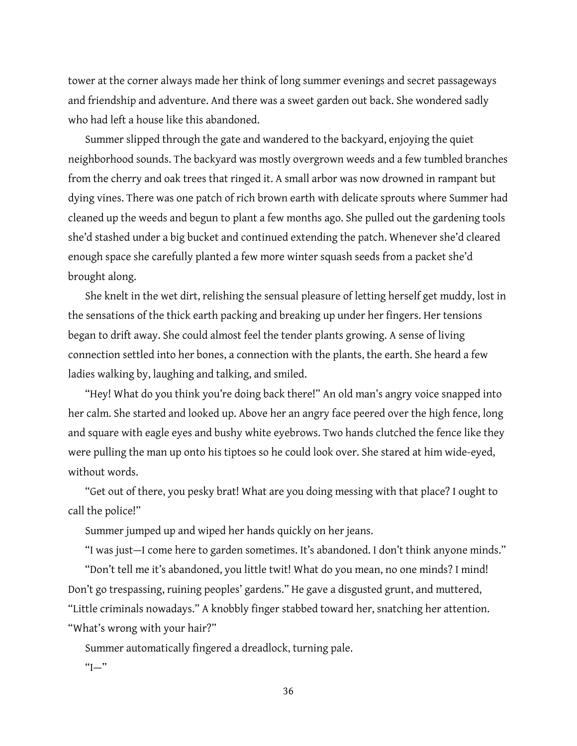tower at the corner always made her think of long summer evenings and secret passageways and friendship and adventure. And there was a sweet garden out back. She wondered sadly who had left a house like this abandoned.

Summer slipped through the gate and wandered to the backyard, enjoying the quiet neighborhood sounds. The backyard was mostly overgrown weeds and a few tumbled branches from the cherry and oak trees that ringed it. A small arbor was now drowned in rampant but dying vines. There was one patch of rich brown earth with delicate sprouts where Summer had cleaned up the weeds and begun to plant a few months ago. She pulled out the gardening tools she'd stashed under a big bucket and continued extending the patch. Whenever she'd cleared enough space she carefully planted a few more winter squash seeds from a packet she'd brought along.

She knelt in the wet dirt, relishing the sensual pleasure of letting herself get muddy, lost in the sensations of the thick earth packing and breaking up under her fingers. Her tensions began to drift away. She could almost feel the tender plants growing. A sense of living connection settled into her bones, a connection with the plants, the earth. She heard a few ladies walking by, laughing and talking, and smiled.

"Hey! What do you think you're doing back there!" An old man's angry voice snapped into her calm. She started and looked up. Above her an angry face peered over the high fence, long and square with eagle eyes and bushy white eyebrows. Two hands clutched the fence like they were pulling the man up onto his tiptoes so he could look over. She stared at him wide-eyed, without words.

"Get out of there, you pesky brat! What are you doing messing with that place? I ought to call the police!"

Summer jumped up and wiped her hands quickly on her jeans.

"I was just—I come here to garden sometimes. It's abandoned. I don't think anyone minds."

"Don't tell me it's abandoned, you little twit! What do you mean, no one minds? I mind! Don't go trespassing, ruining peoples' gardens." He gave a disgusted grunt, and muttered, "Little criminals nowadays." A knobbly finger stabbed toward her, snatching her attention. "What's wrong with your hair?"

Summer automatically fingered a dreadlock, turning pale.

"I—"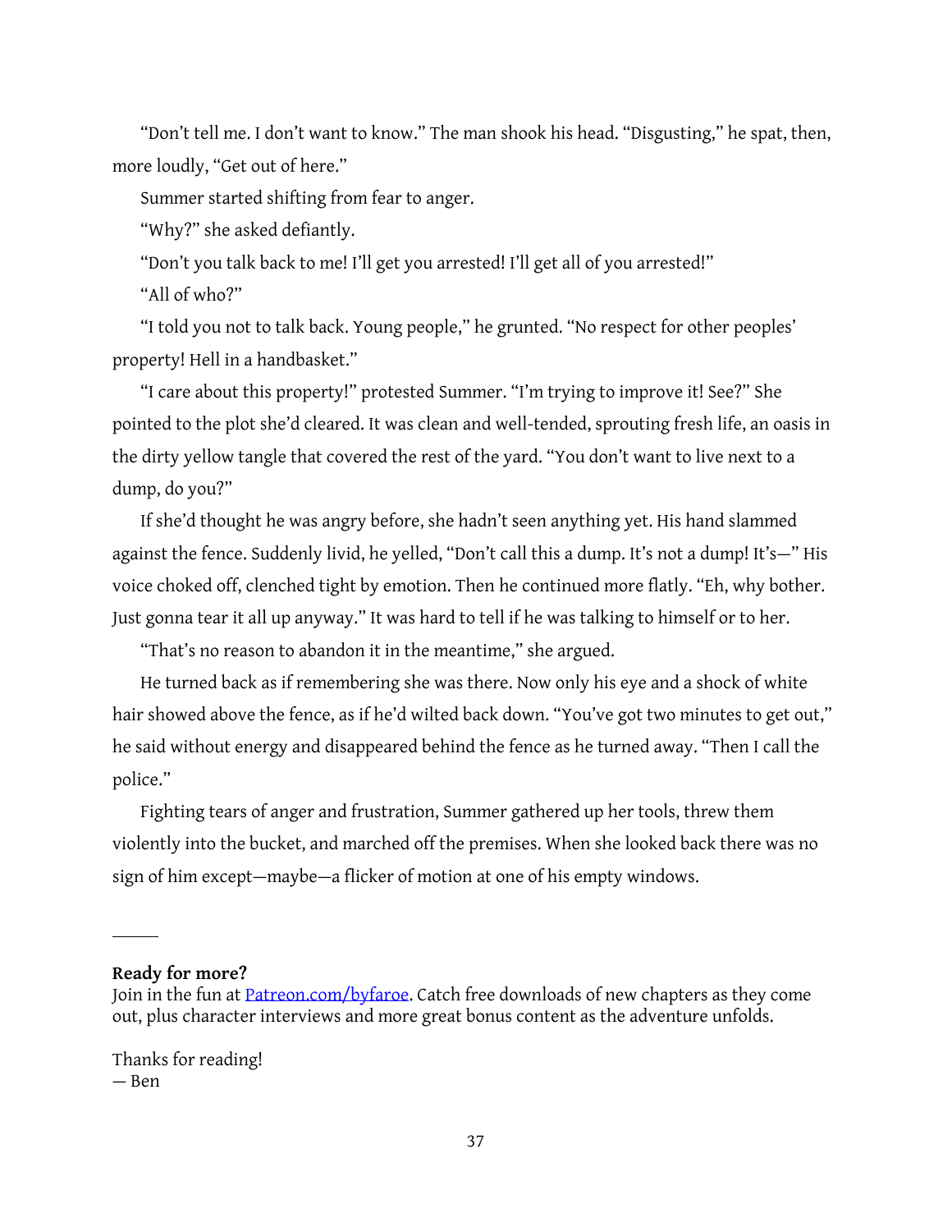"Don't tell me. I don't want to know." The man shook his head. "Disgusting," he spat, then, more loudly, "Get out of here."

Summer started shifting from fear to anger.

"Why?" she asked defiantly.

"Don't you talk back to me! I'll get you arrested! I'll get all of you arrested!"

"All of who?"

"I told you not to talk back. Young people," he grunted. "No respect for other peoples' property! Hell in a handbasket."

"I care about this property!" protested Summer. "I'm trying to improve it! See?" She pointed to the plot she'd cleared. It was clean and well-tended, sprouting fresh life, an oasis in the dirty yellow tangle that covered the rest of the yard. "You don't want to live next to a dump, do you?"

If she'd thought he was angry before, she hadn't seen anything yet. His hand slammed against the fence. Suddenly livid, he yelled, "Don't call this a dump. It's not a dump! It's—" His voice choked off, clenched tight by emotion. Then he continued more flatly. "Eh, why bother. Just gonna tear it all up anyway." It was hard to tell if he was talking to himself or to her.

"That's no reason to abandon it in the meantime," she argued.

He turned back as if remembering she was there. Now only his eye and a shock of white hair showed above the fence, as if he'd wilted back down. "You've got two minutes to get out," he said without energy and disappeared behind the fence as he turned away. "Then I call the police."

Fighting tears of anger and frustration, Summer gathered up her tools, threw them violently into the bucket, and marched off the premises. When she looked back there was no sign of him except—maybe—a flicker of motion at one of his empty windows.

---

**Ready for more?**
Join in the fun at [Patreon.com/byfaroe](https://Patreon.com/byfaroe). Catch free downloads of new chapters as they come out, plus character interviews and more great bonus content as the adventure unfolds.

Thanks for reading!
— Ben